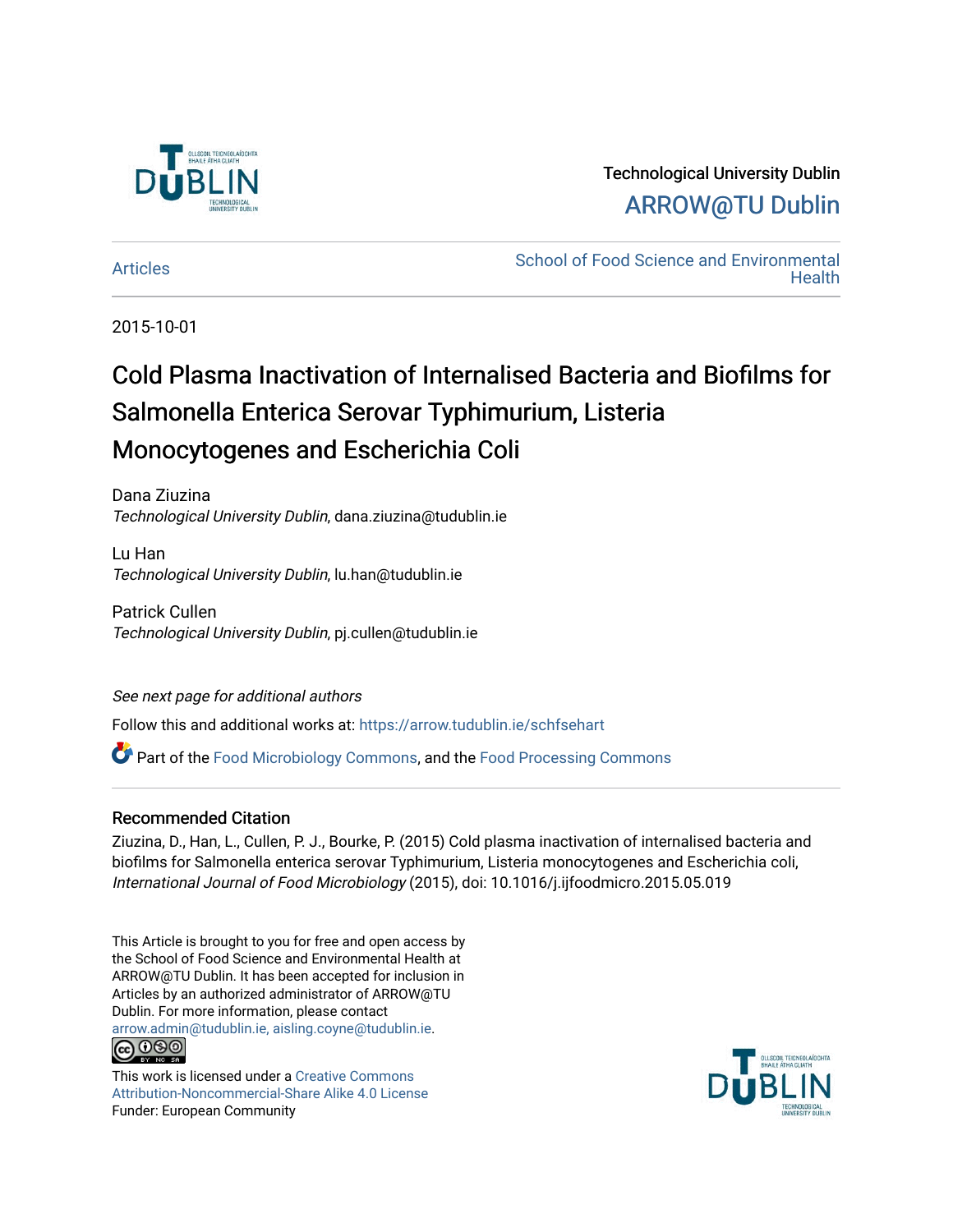Technological University Dublin

ARROW@TU Dublin

Articles

School of Food Science and Environmental Health

2015-10-01

# Cold Plasma Inactivation of Internalised Bacteria and Biofilms for Salmonella Enterica Serovar Typhimurium, Listeria Monocytogenes and Escherichia Coli

Dana Ziuzina
*Technological University Dublin*, dana.ziuzina@tudublin.ie

Lu Han
*Technological University Dublin*, lu.han@tudublin.ie

Patrick Cullen
*Technological University Dublin*, pj.cullen@tudublin.ie

*See next page for additional authors*

Follow this and additional works at: https://arrow.tudublin.ie/schfsehart

Part of the Food Microbiology Commons, and the Food Processing Commons

## Recommended Citation

Ziuzina, D., Han, L., Cullen, P. J., Bourke, P. (2015) Cold plasma inactivation of internalised bacteria and biofilms for Salmonella enterica serovar Typhimurium, Listeria monocytogenes and Escherichia coli, *International Journal of Food Microbiology* (2015), doi: 10.1016/j.ijfoodmicro.2015.05.019

This Article is brought to you for free and open access by the School of Food Science and Environmental Health at ARROW@TU Dublin. It has been accepted for inclusion in Articles by an authorized administrator of ARROW@TU Dublin. For more information, please contact arrow.admin@tudublin.ie, aisling.coyne@tudublin.ie.

This work is licensed under a Creative Commons Attribution-Noncommercial-Share Alike 4.0 License

Funder: European Community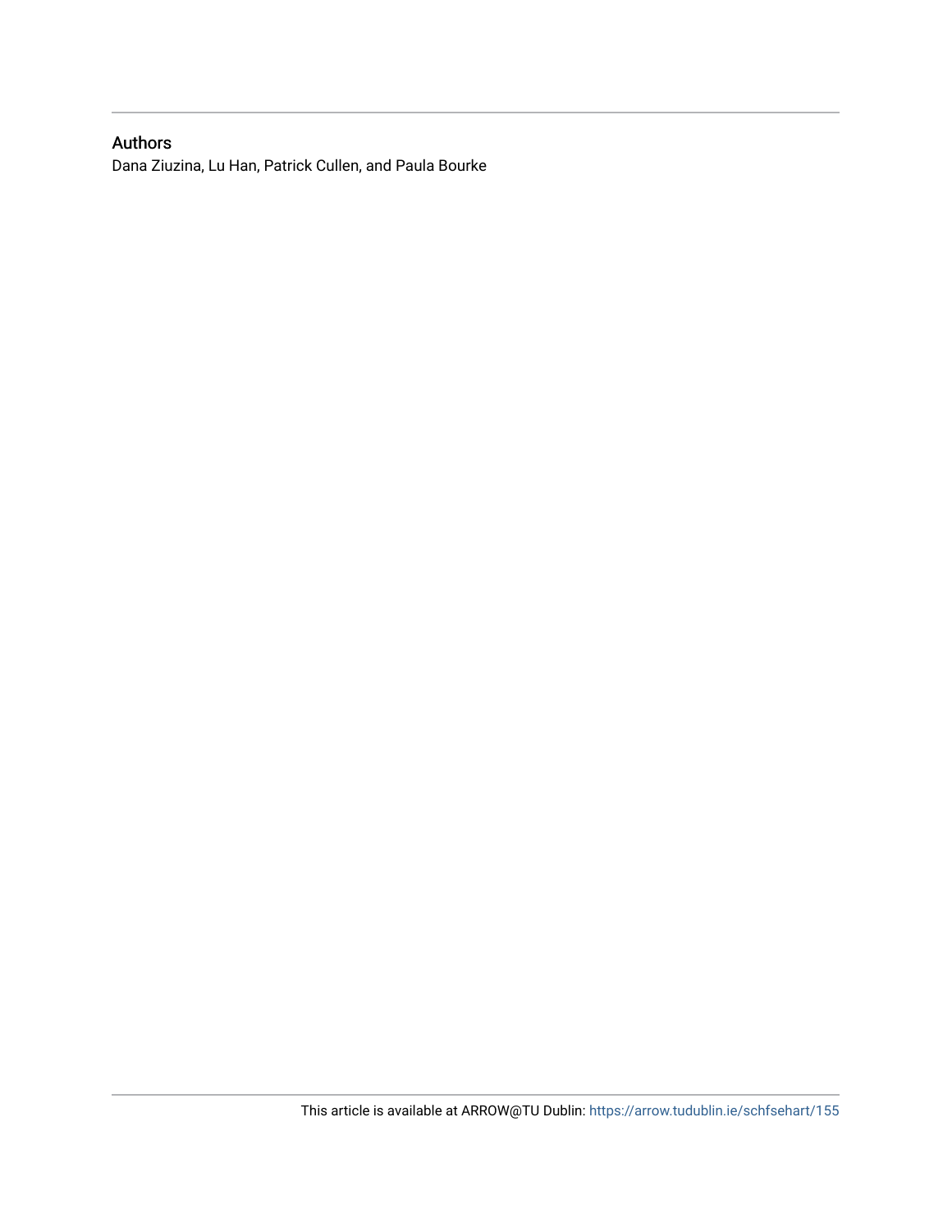## Authors

Dana Ziuzina, Lu Han, Patrick Cullen, and Paula Bourke

This article is available at ARROW@TU Dublin: https://arrow.tudublin.ie/schfsehart/155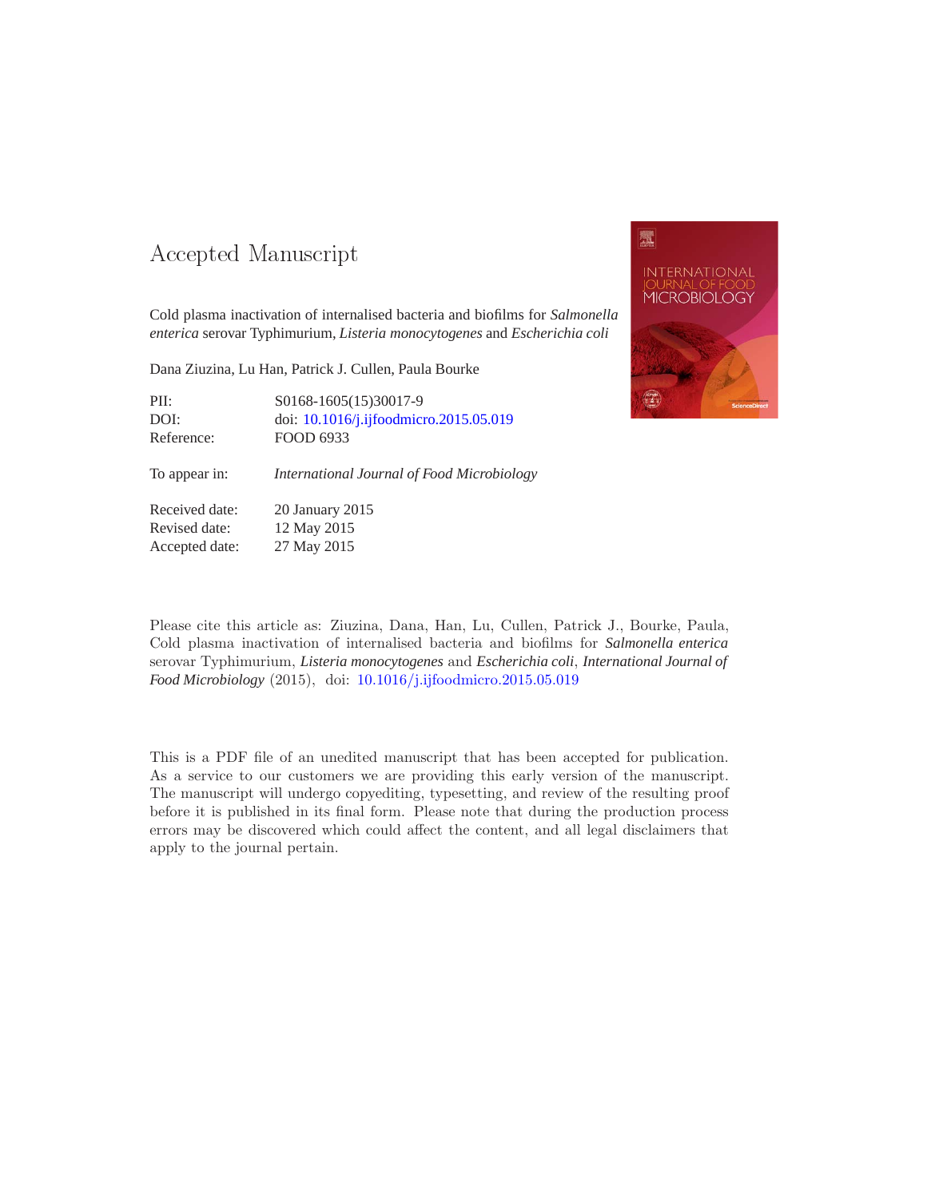# Accepted Manuscript

Cold plasma inactivation of internalised bacteria and biofilms for *Salmonella enterica* serovar Typhimurium, *Listeria monocytogenes* and *Escherichia coli*

Dana Ziuzina, Lu Han, Patrick J. Cullen, Paula Bourke

| | |
|---|---|
| PII: | S0168-1605(15)30017-9 |
| DOI: | doi: 10.1016/j.ijfoodmicro.2015.05.019 |
| Reference: | FOOD 6933 |

| | |
|---|---|
| To appear in: | *International Journal of Food Microbiology* |

| | |
|---|---|
| Received date: | 20 January 2015 |
| Revised date: | 12 May 2015 |
| Accepted date: | 27 May 2015 |

Please cite this article as: Ziuzina, Dana, Han, Lu, Cullen, Patrick J., Bourke, Paula, Cold plasma inactivation of internalised bacteria and biofilms for *Salmonella enterica* serovar Typhimurium, *Listeria monocytogenes* and *Escherichia coli*, *International Journal of Food Microbiology* (2015), doi: 10.1016/j.ijfoodmicro.2015.05.019

This is a PDF file of an unedited manuscript that has been accepted for publication. As a service to our customers we are providing this early version of the manuscript. The manuscript will undergo copyediting, typesetting, and review of the resulting proof before it is published in its final form. Please note that during the production process errors may be discovered which could affect the content, and all legal disclaimers that apply to the journal pertain.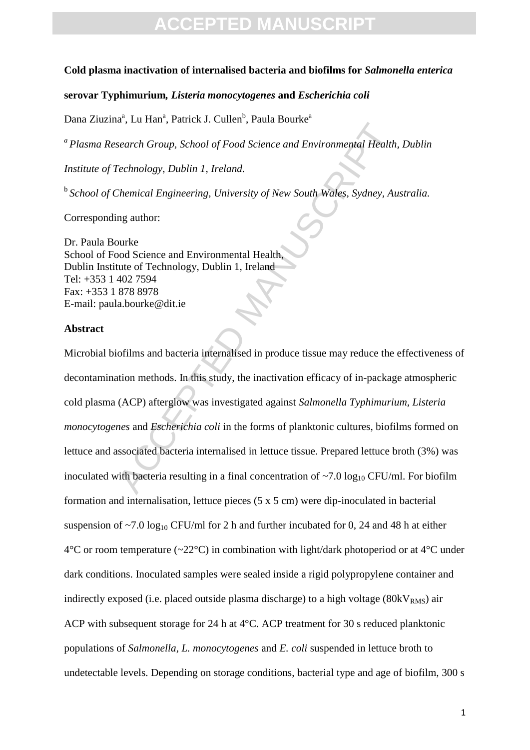**Cold plasma inactivation of internalised bacteria and biofilms for *Salmonella enterica* serovar Typhimurium, *Listeria monocytogenes* and *Escherichia coli***

Dana Ziuzina[a], Lu Han[a], Patrick J. Cullen[b], Paula Bourke[a]

[a] *Plasma Research Group, School of Food Science and Environmental Health, Dublin Institute of Technology, Dublin 1, Ireland.*

[b] *School of Chemical Engineering, University of New South Wales, Sydney, Australia.*

Corresponding author:

Dr. Paula Bourke
School of Food Science and Environmental Health,
Dublin Institute of Technology, Dublin 1, Ireland
Tel: +353 1 402 7594
Fax: +353 1 878 8978
E-mail: paula.bourke@dit.ie

**Abstract**

Microbial biofilms and bacteria internalised in produce tissue may reduce the effectiveness of decontamination methods. In this study, the inactivation efficacy of in-package atmospheric cold plasma (ACP) afterglow was investigated against *Salmonella Typhimurium, Listeria monocytogenes* and *Escherichia coli* in the forms of planktonic cultures, biofilms formed on lettuce and associated bacteria internalised in lettuce tissue. Prepared lettuce broth (3%) was inoculated with bacteria resulting in a final concentration of ~7.0 $\log_{10}$ CFU/ml. For biofilm formation and internalisation, lettuce pieces (5 x 5 cm) were dip-inoculated in bacterial suspension of ~7.0 $\log_{10}$ CFU/ml for 2 h and further incubated for 0, 24 and 48 h at either 4°C or room temperature (~22°C) in combination with light/dark photoperiod or at 4°C under dark conditions. Inoculated samples were sealed inside a rigid polypropylene container and indirectly exposed (i.e. placed outside plasma discharge) to a high voltage ($80kV_{RMS}$) air ACP with subsequent storage for 24 h at 4°C. ACP treatment for 30 s reduced planktonic populations of *Salmonella*, *L. monocytogenes* and *E. coli* suspended in lettuce broth to undetectable levels. Depending on storage conditions, bacterial type and age of biofilm, 300 s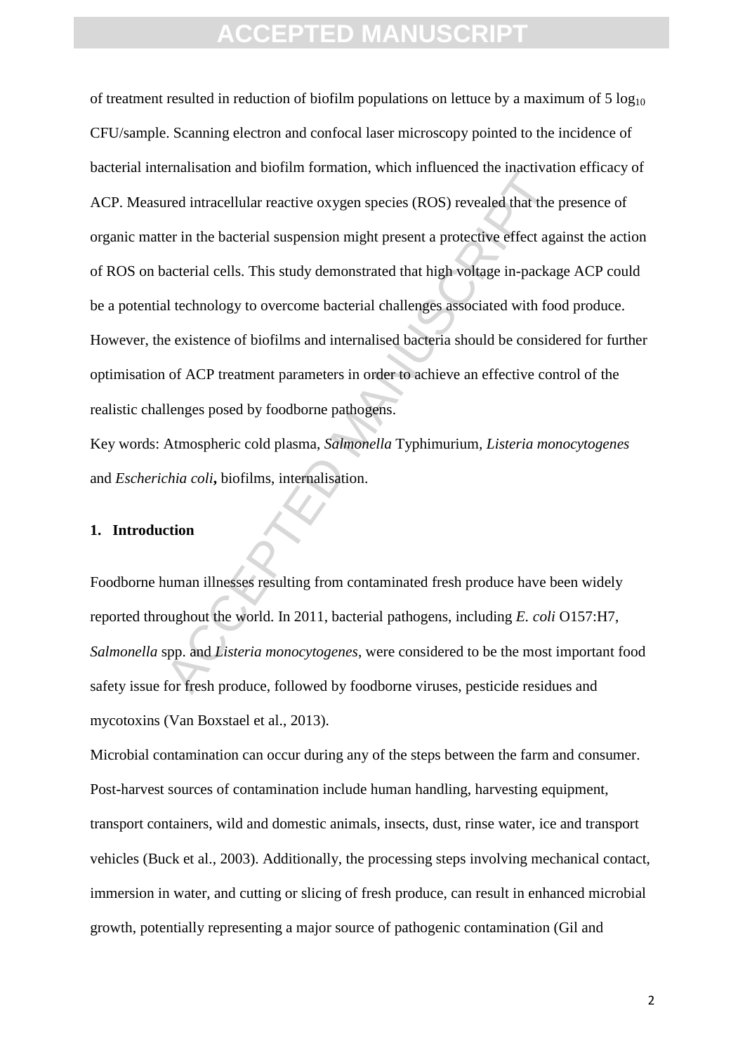of treatment resulted in reduction of biofilm populations on lettuce by a maximum of 5 $\log_{10}$ CFU/sample. Scanning electron and confocal laser microscopy pointed to the incidence of bacterial internalisation and biofilm formation, which influenced the inactivation efficacy of ACP. Measured intracellular reactive oxygen species (ROS) revealed that the presence of organic matter in the bacterial suspension might present a protective effect against the action of ROS on bacterial cells. This study demonstrated that high voltage in-package ACP could be a potential technology to overcome bacterial challenges associated with food produce. However, the existence of biofilms and internalised bacteria should be considered for further optimisation of ACP treatment parameters in order to achieve an effective control of the realistic challenges posed by foodborne pathogens.

Key words: Atmospheric cold plasma, *Salmonella* Typhimurium, *Listeria monocytogenes* and *Escherichia coli***,** biofilms, internalisation.

## 1. Introduction

Foodborne human illnesses resulting from contaminated fresh produce have been widely reported throughout the world. In 2011, bacterial pathogens, including *E. coli* O157:H7, *Salmonella* spp. and *Listeria monocytogenes*, were considered to be the most important food safety issue for fresh produce, followed by foodborne viruses, pesticide residues and mycotoxins (Van Boxstael et al., 2013).

Microbial contamination can occur during any of the steps between the farm and consumer. Post-harvest sources of contamination include human handling, harvesting equipment, transport containers, wild and domestic animals, insects, dust, rinse water, ice and transport vehicles (Buck et al., 2003). Additionally, the processing steps involving mechanical contact, immersion in water, and cutting or slicing of fresh produce, can result in enhanced microbial growth, potentially representing a major source of pathogenic contamination (Gil and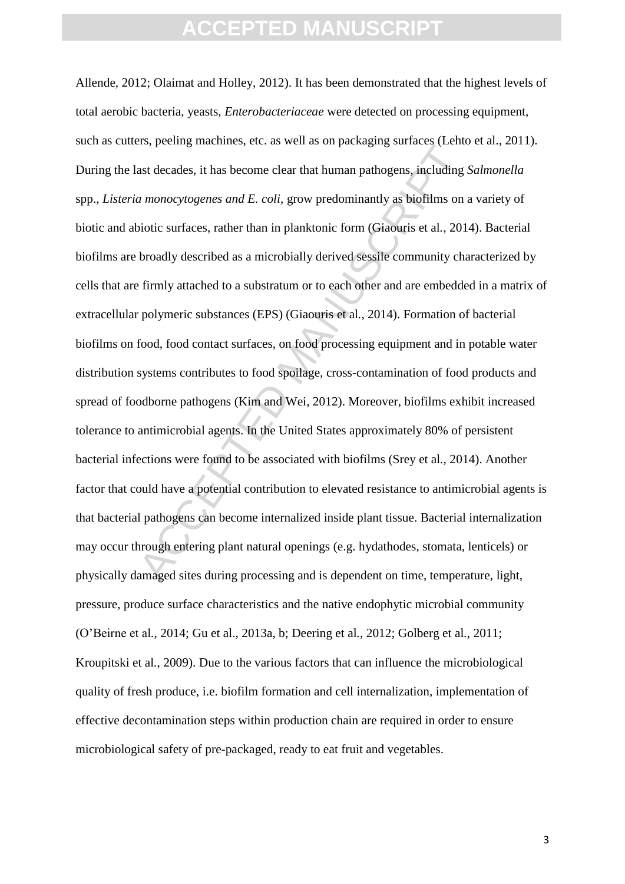Allende, 2012; Olaimat and Holley, 2012). It has been demonstrated that the highest levels of total aerobic bacteria, yeasts, *Enterobacteriaceae* were detected on processing equipment, such as cutters, peeling machines, etc. as well as on packaging surfaces (Lehto et al., 2011). During the last decades, it has become clear that human pathogens, including *Salmonella* spp., *Listeria monocytogenes and E. coli*, grow predominantly as biofilms on a variety of biotic and abiotic surfaces, rather than in planktonic form (Giaouris et al., 2014). Bacterial biofilms are broadly described as a microbially derived sessile community characterized by cells that are firmly attached to a substratum or to each other and are embedded in a matrix of extracellular polymeric substances (EPS) (Giaouris et al., 2014). Formation of bacterial biofilms on food, food contact surfaces, on food processing equipment and in potable water distribution systems contributes to food spoilage, cross-contamination of food products and spread of foodborne pathogens (Kim and Wei, 2012). Moreover, biofilms exhibit increased tolerance to antimicrobial agents. In the United States approximately 80% of persistent bacterial infections were found to be associated with biofilms (Srey et al., 2014). Another factor that could have a potential contribution to elevated resistance to antimicrobial agents is that bacterial pathogens can become internalized inside plant tissue. Bacterial internalization may occur through entering plant natural openings (e.g. hydathodes, stomata, lenticels) or physically damaged sites during processing and is dependent on time, temperature, light, pressure, produce surface characteristics and the native endophytic microbial community (O'Beirne et al., 2014; Gu et al., 2013a, b; Deering et al., 2012; Golberg et al., 2011; Kroupitski et al., 2009). Due to the various factors that can influence the microbiological quality of fresh produce, i.e. biofilm formation and cell internalization, implementation of effective decontamination steps within production chain are required in order to ensure microbiological safety of pre-packaged, ready to eat fruit and vegetables.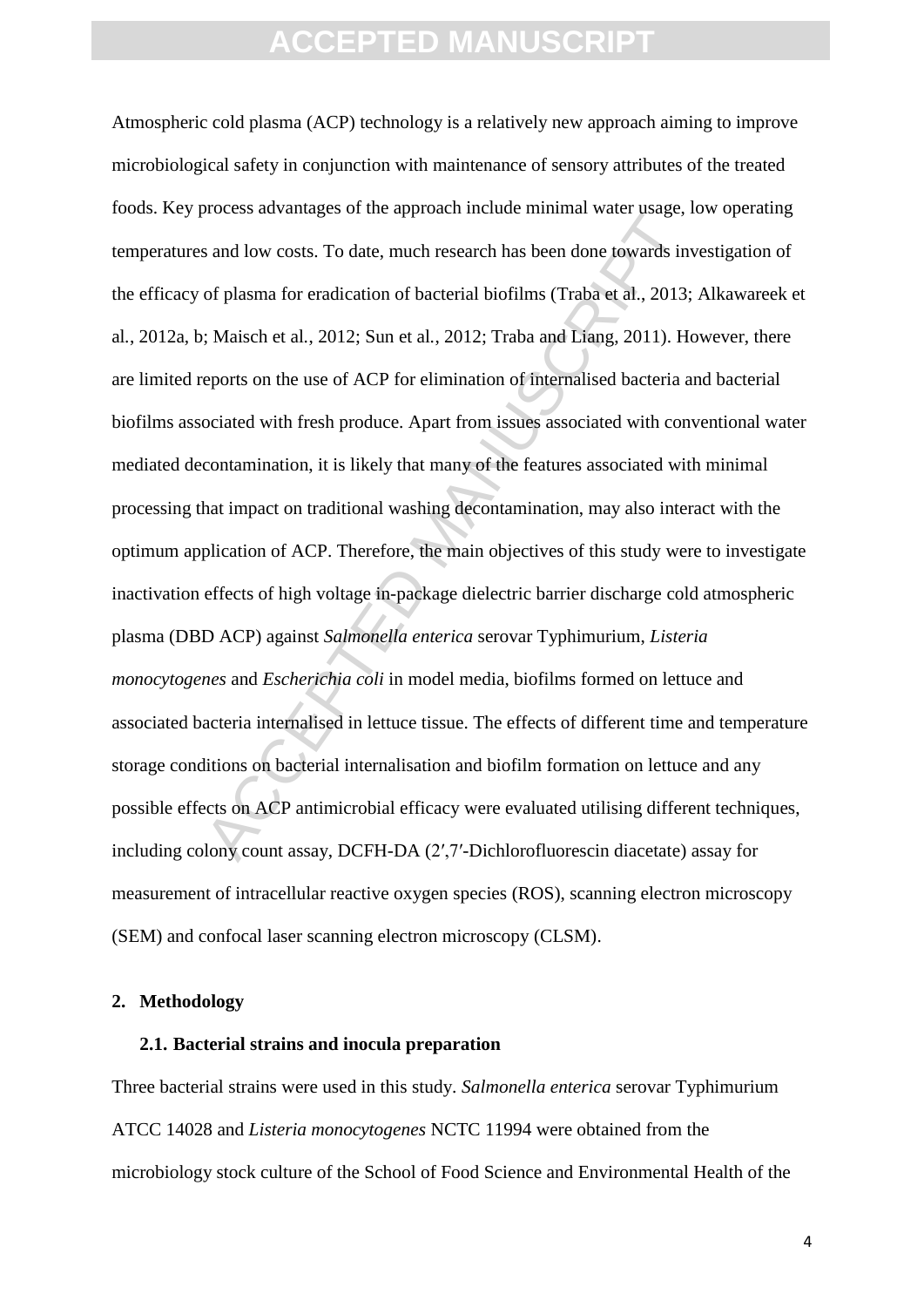Atmospheric cold plasma (ACP) technology is a relatively new approach aiming to improve microbiological safety in conjunction with maintenance of sensory attributes of the treated foods. Key process advantages of the approach include minimal water usage, low operating temperatures and low costs. To date, much research has been done towards investigation of the efficacy of plasma for eradication of bacterial biofilms (Traba et al., 2013; Alkawareek et al., 2012a, b; Maisch et al., 2012; Sun et al., 2012; Traba and Liang, 2011). However, there are limited reports on the use of ACP for elimination of internalised bacteria and bacterial biofilms associated with fresh produce. Apart from issues associated with conventional water mediated decontamination, it is likely that many of the features associated with minimal processing that impact on traditional washing decontamination, may also interact with the optimum application of ACP. Therefore, the main objectives of this study were to investigate inactivation effects of high voltage in-package dielectric barrier discharge cold atmospheric plasma (DBD ACP) against *Salmonella enterica* serovar Typhimurium, *Listeria monocytogenes* and *Escherichia coli* in model media, biofilms formed on lettuce and associated bacteria internalised in lettuce tissue. The effects of different time and temperature storage conditions on bacterial internalisation and biofilm formation on lettuce and any possible effects on ACP antimicrobial efficacy were evaluated utilising different techniques, including colony count assay, DCFH-DA (2′,7′-Dichlorofluorescin diacetate) assay for measurement of intracellular reactive oxygen species (ROS), scanning electron microscopy (SEM) and confocal laser scanning electron microscopy (CLSM).

## 2. Methodology

### 2.1. Bacterial strains and inocula preparation

Three bacterial strains were used in this study. *Salmonella enterica* serovar Typhimurium ATCC 14028 and *Listeria monocytogenes* NCTC 11994 were obtained from the microbiology stock culture of the School of Food Science and Environmental Health of the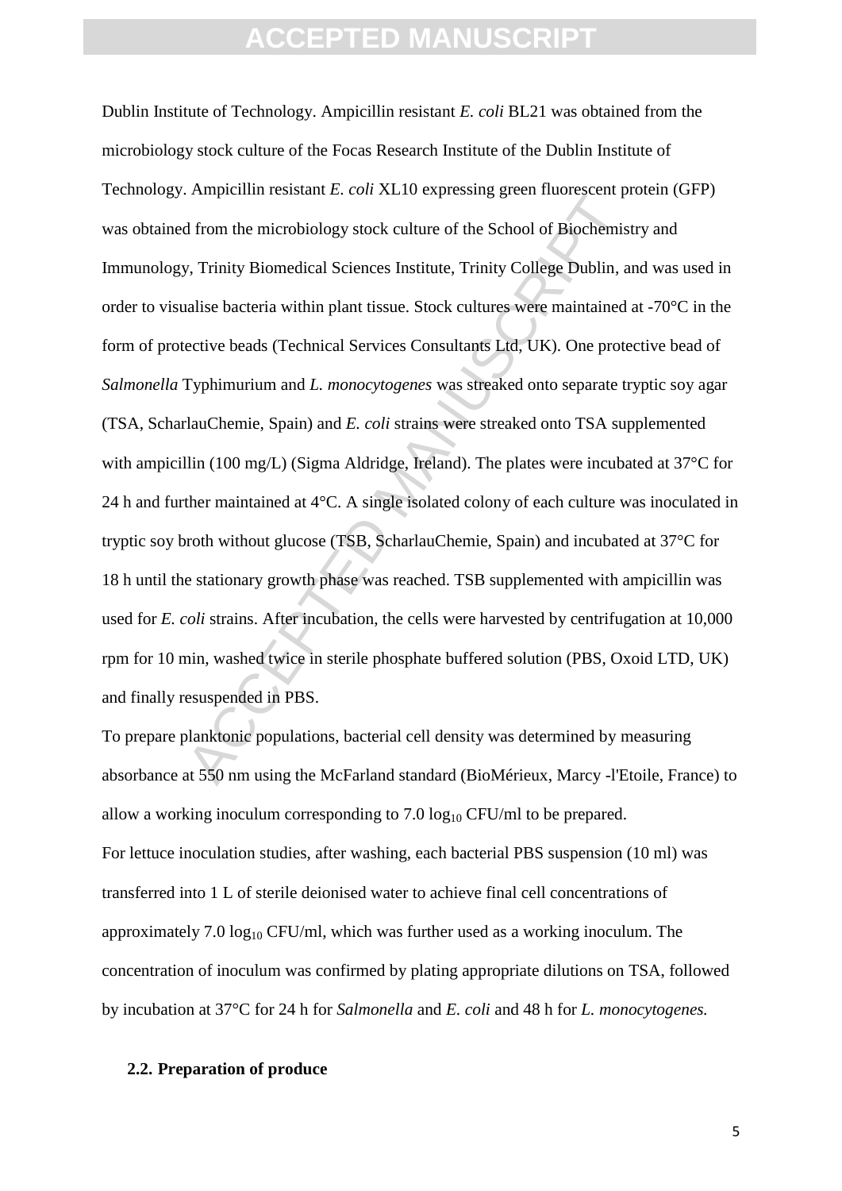Dublin Institute of Technology. Ampicillin resistant *E. coli* BL21 was obtained from the microbiology stock culture of the Focas Research Institute of the Dublin Institute of Technology. Ampicillin resistant *E. coli* XL10 expressing green fluorescent protein (GFP) was obtained from the microbiology stock culture of the School of Biochemistry and Immunology, Trinity Biomedical Sciences Institute, Trinity College Dublin, and was used in order to visualise bacteria within plant tissue. Stock cultures were maintained at -70°C in the form of protective beads (Technical Services Consultants Ltd, UK). One protective bead of *Salmonella* Typhimurium and *L. monocytogenes* was streaked onto separate tryptic soy agar (TSA, ScharlauChemie, Spain) and *E. coli* strains were streaked onto TSA supplemented with ampicillin (100 mg/L) (Sigma Aldridge, Ireland). The plates were incubated at 37°C for 24 h and further maintained at 4°C. A single isolated colony of each culture was inoculated in tryptic soy broth without glucose (TSB, ScharlauChemie, Spain) and incubated at 37°C for 18 h until the stationary growth phase was reached. TSB supplemented with ampicillin was used for *E. coli* strains. After incubation, the cells were harvested by centrifugation at 10,000 rpm for 10 min, washed twice in sterile phosphate buffered solution (PBS, Oxoid LTD, UK) and finally resuspended in PBS.

To prepare planktonic populations, bacterial cell density was determined by measuring absorbance at 550 nm using the McFarland standard (BioMérieux, Marcy -l'Etoile, France) to allow a working inoculum corresponding to 7.0 $\log_{10}$ CFU/ml to be prepared.

For lettuce inoculation studies, after washing, each bacterial PBS suspension (10 ml) was transferred into 1 L of sterile deionised water to achieve final cell concentrations of approximately 7.0 $\log_{10}$ CFU/ml, which was further used as a working inoculum. The concentration of inoculum was confirmed by plating appropriate dilutions on TSA, followed by incubation at 37°C for 24 h for *Salmonella* and *E. coli* and 48 h for *L. monocytogenes.*

### 2.2. Preparation of produce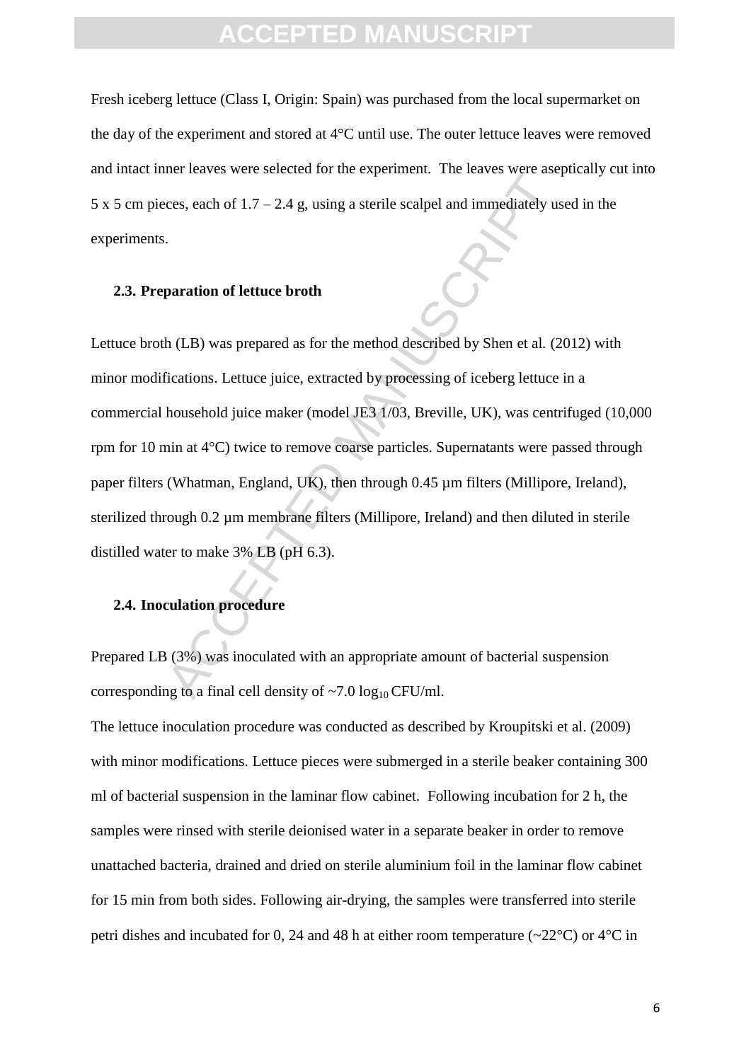Fresh iceberg lettuce (Class I, Origin: Spain) was purchased from the local supermarket on the day of the experiment and stored at 4°C until use. The outer lettuce leaves were removed and intact inner leaves were selected for the experiment. The leaves were aseptically cut into 5 x 5 cm pieces, each of 1.7 – 2.4 g, using a sterile scalpel and immediately used in the experiments.

### 2.3. Preparation of lettuce broth

Lettuce broth (LB) was prepared as for the method described by Shen et al. (2012) with minor modifications. Lettuce juice, extracted by processing of iceberg lettuce in a commercial household juice maker (model JE3 1/03, Breville, UK), was centrifuged (10,000 rpm for 10 min at 4°C) twice to remove coarse particles. Supernatants were passed through paper filters (Whatman, England, UK), then through 0.45 µm filters (Millipore, Ireland), sterilized through 0.2 µm membrane filters (Millipore, Ireland) and then diluted in sterile distilled water to make 3% LB (pH 6.3).

### 2.4. Inoculation procedure

Prepared LB (3%) was inoculated with an appropriate amount of bacterial suspension corresponding to a final cell density of ~7.0 $\log_{10}$ CFU/ml.

The lettuce inoculation procedure was conducted as described by Kroupitski et al. (2009) with minor modifications. Lettuce pieces were submerged in a sterile beaker containing 300 ml of bacterial suspension in the laminar flow cabinet. Following incubation for 2 h, the samples were rinsed with sterile deionised water in a separate beaker in order to remove unattached bacteria, drained and dried on sterile aluminium foil in the laminar flow cabinet for 15 min from both sides. Following air-drying, the samples were transferred into sterile petri dishes and incubated for 0, 24 and 48 h at either room temperature (~22°C) or 4°C in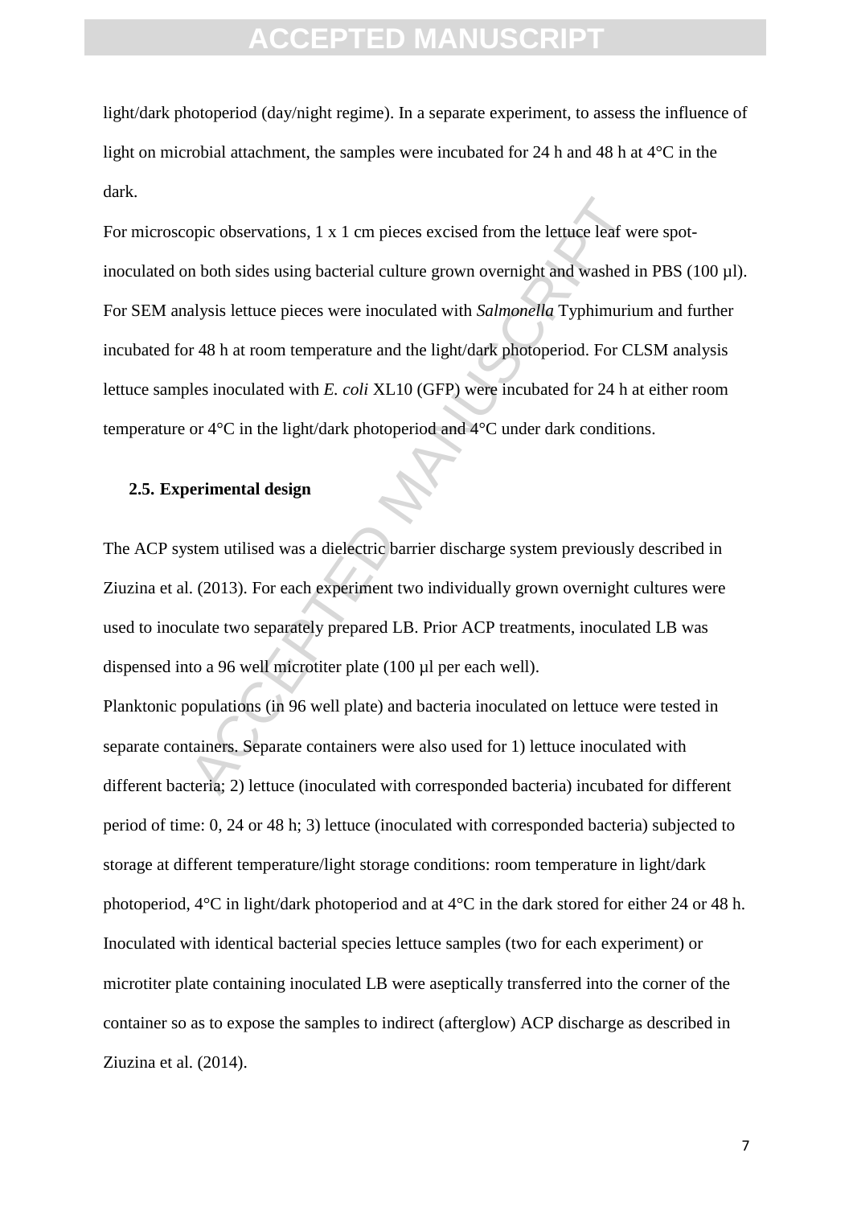light/dark photoperiod (day/night regime). In a separate experiment, to assess the influence of light on microbial attachment, the samples were incubated for 24 h and 48 h at 4°C in the dark.

For microscopic observations, 1 x 1 cm pieces excised from the lettuce leaf were spot-inoculated on both sides using bacterial culture grown overnight and washed in PBS (100 µl). For SEM analysis lettuce pieces were inoculated with *Salmonella* Typhimurium and further incubated for 48 h at room temperature and the light/dark photoperiod. For CLSM analysis lettuce samples inoculated with *E. coli* XL10 (GFP) were incubated for 24 h at either room temperature or 4°C in the light/dark photoperiod and 4°C under dark conditions.

### 2.5. Experimental design

The ACP system utilised was a dielectric barrier discharge system previously described in Ziuzina et al. (2013). For each experiment two individually grown overnight cultures were used to inoculate two separately prepared LB. Prior ACP treatments, inoculated LB was dispensed into a 96 well microtiter plate (100 µl per each well).

Planktonic populations (in 96 well plate) and bacteria inoculated on lettuce were tested in separate containers. Separate containers were also used for 1) lettuce inoculated with different bacteria; 2) lettuce (inoculated with corresponded bacteria) incubated for different period of time: 0, 24 or 48 h; 3) lettuce (inoculated with corresponded bacteria) subjected to storage at different temperature/light storage conditions: room temperature in light/dark photoperiod, 4°C in light/dark photoperiod and at 4°C in the dark stored for either 24 or 48 h. Inoculated with identical bacterial species lettuce samples (two for each experiment) or microtiter plate containing inoculated LB were aseptically transferred into the corner of the container so as to expose the samples to indirect (afterglow) ACP discharge as described in Ziuzina et al. (2014).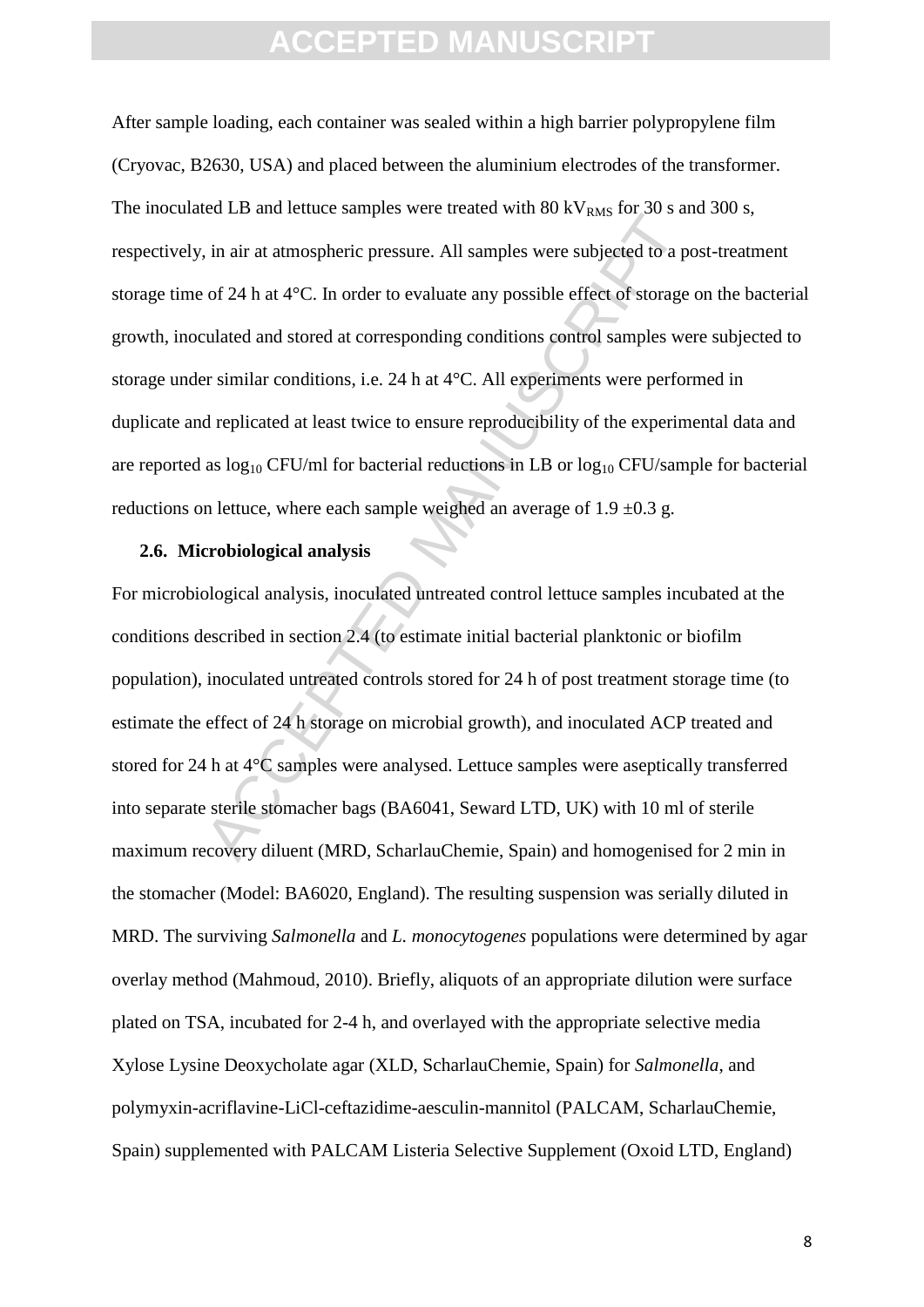After sample loading, each container was sealed within a high barrier polypropylene film (Cryovac, B2630, USA) and placed between the aluminium electrodes of the transformer. The inoculated LB and lettuce samples were treated with 80 $kV_{RMS}$ for 30 s and 300 s, respectively, in air at atmospheric pressure. All samples were subjected to a post-treatment storage time of 24 h at 4°C. In order to evaluate any possible effect of storage on the bacterial growth, inoculated and stored at corresponding conditions control samples were subjected to storage under similar conditions, i.e. 24 h at 4°C. All experiments were performed in duplicate and replicated at least twice to ensure reproducibility of the experimental data and are reported as $\log_{10}$ CFU/ml for bacterial reductions in LB or $\log_{10}$ CFU/sample for bacterial reductions on lettuce, where each sample weighed an average of 1.9 ±0.3 g.

### 2.6. Microbiological analysis

For microbiological analysis, inoculated untreated control lettuce samples incubated at the conditions described in section 2.4 (to estimate initial bacterial planktonic or biofilm population), inoculated untreated controls stored for 24 h of post treatment storage time (to estimate the effect of 24 h storage on microbial growth), and inoculated ACP treated and stored for 24 h at 4°C samples were analysed. Lettuce samples were aseptically transferred into separate sterile stomacher bags (BA6041, Seward LTD, UK) with 10 ml of sterile maximum recovery diluent (MRD, ScharlauChemie, Spain) and homogenised for 2 min in the stomacher (Model: BA6020, England). The resulting suspension was serially diluted in MRD. The surviving *Salmonella* and *L. monocytogenes* populations were determined by agar overlay method (Mahmoud, 2010). Briefly, aliquots of an appropriate dilution were surface plated on TSA, incubated for 2-4 h, and overlayed with the appropriate selective media Xylose Lysine Deoxycholate agar (XLD, ScharlauChemie, Spain) for *Salmonella*, and polymyxin-acriflavine-LiCl-ceftazidime-aesculin-mannitol (PALCAM, ScharlauChemie, Spain) supplemented with PALCAM Listeria Selective Supplement (Oxoid LTD, England)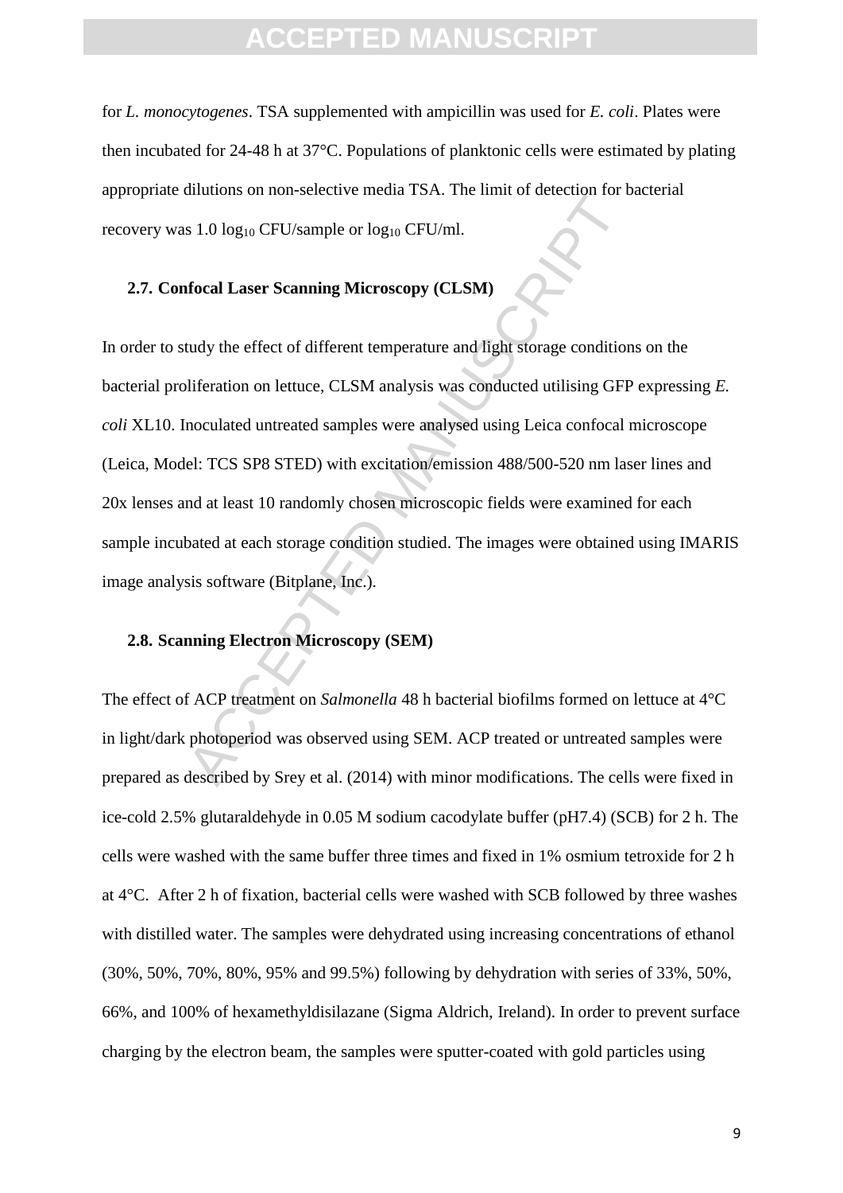for *L. monocytogenes*. TSA supplemented with ampicillin was used for *E. coli*. Plates were then incubated for 24-48 h at 37°C. Populations of planktonic cells were estimated by plating appropriate dilutions on non-selective media TSA. The limit of detection for bacterial recovery was 1.0 $\log_{10}$ CFU/sample or $\log_{10}$ CFU/ml.

## 2.7. Confocal Laser Scanning Microscopy (CLSM)

In order to study the effect of different temperature and light storage conditions on the bacterial proliferation on lettuce, CLSM analysis was conducted utilising GFP expressing *E. coli* XL10. Inoculated untreated samples were analysed using Leica confocal microscope (Leica, Model: TCS SP8 STED) with excitation/emission 488/500-520 nm laser lines and 20x lenses and at least 10 randomly chosen microscopic fields were examined for each sample incubated at each storage condition studied. The images were obtained using IMARIS image analysis software (Bitplane, Inc.).

## 2.8. Scanning Electron Microscopy (SEM)

The effect of ACP treatment on *Salmonella* 48 h bacterial biofilms formed on lettuce at 4°C in light/dark photoperiod was observed using SEM. ACP treated or untreated samples were prepared as described by Srey et al. (2014) with minor modifications. The cells were fixed in ice-cold 2.5% glutaraldehyde in 0.05 M sodium cacodylate buffer (pH7.4) (SCB) for 2 h. The cells were washed with the same buffer three times and fixed in 1% osmium tetroxide for 2 h at 4°C. After 2 h of fixation, bacterial cells were washed with SCB followed by three washes with distilled water. The samples were dehydrated using increasing concentrations of ethanol (30%, 50%, 70%, 80%, 95% and 99.5%) following by dehydration with series of 33%, 50%, 66%, and 100% of hexamethyldisilazane (Sigma Aldrich, Ireland). In order to prevent surface charging by the electron beam, the samples were sputter-coated with gold particles using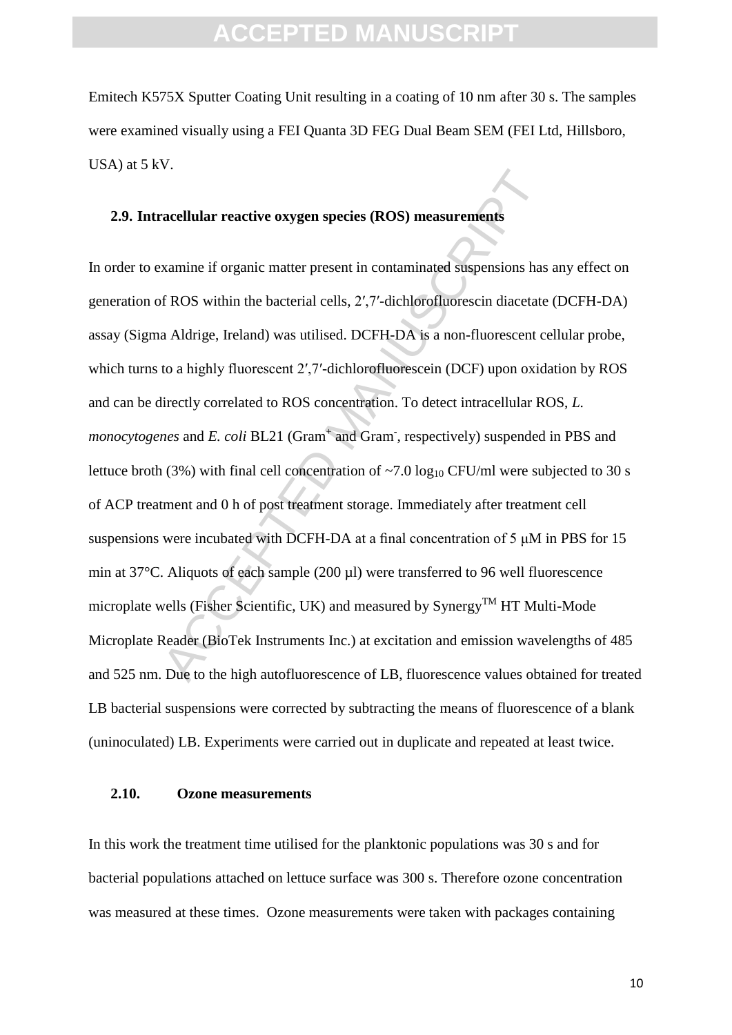Emitech K575X Sputter Coating Unit resulting in a coating of 10 nm after 30 s. The samples were examined visually using a FEI Quanta 3D FEG Dual Beam SEM (FEI Ltd, Hillsboro, USA) at 5 kV.

## 2.9. Intracellular reactive oxygen species (ROS) measurements

In order to examine if organic matter present in contaminated suspensions has any effect on generation of ROS within the bacterial cells, 2′,7′-dichlorofluorescin diacetate (DCFH-DA) assay (Sigma Aldrige, Ireland) was utilised. DCFH-DA is a non-fluorescent cellular probe, which turns to a highly fluorescent 2′,7′-dichlorofluorescein (DCF) upon oxidation by ROS and can be directly correlated to ROS concentration. To detect intracellular ROS, *L. monocytogenes* and *E. coli* BL21 (Gram$^+$ and Gram$^-$, respectively) suspended in PBS and lettuce broth (3%) with final cell concentration of ~7.0 $\log_{10}$ CFU/ml were subjected to 30 s of ACP treatment and 0 h of post treatment storage. Immediately after treatment cell suspensions were incubated with DCFH-DA at a final concentration of 5 μM in PBS for 15 min at 37°C. Aliquots of each sample (200 µl) were transferred to 96 well fluorescence microplate wells (Fisher Scientific, UK) and measured by Synergy™ HT Multi-Mode Microplate Reader (BioTek Instruments Inc.) at excitation and emission wavelengths of 485 and 525 nm. Due to the high autofluorescence of LB, fluorescence values obtained for treated LB bacterial suspensions were corrected by subtracting the means of fluorescence of a blank (uninoculated) LB. Experiments were carried out in duplicate and repeated at least twice.

## 2.10. Ozone measurements

In this work the treatment time utilised for the planktonic populations was 30 s and for bacterial populations attached on lettuce surface was 300 s. Therefore ozone concentration was measured at these times. Ozone measurements were taken with packages containing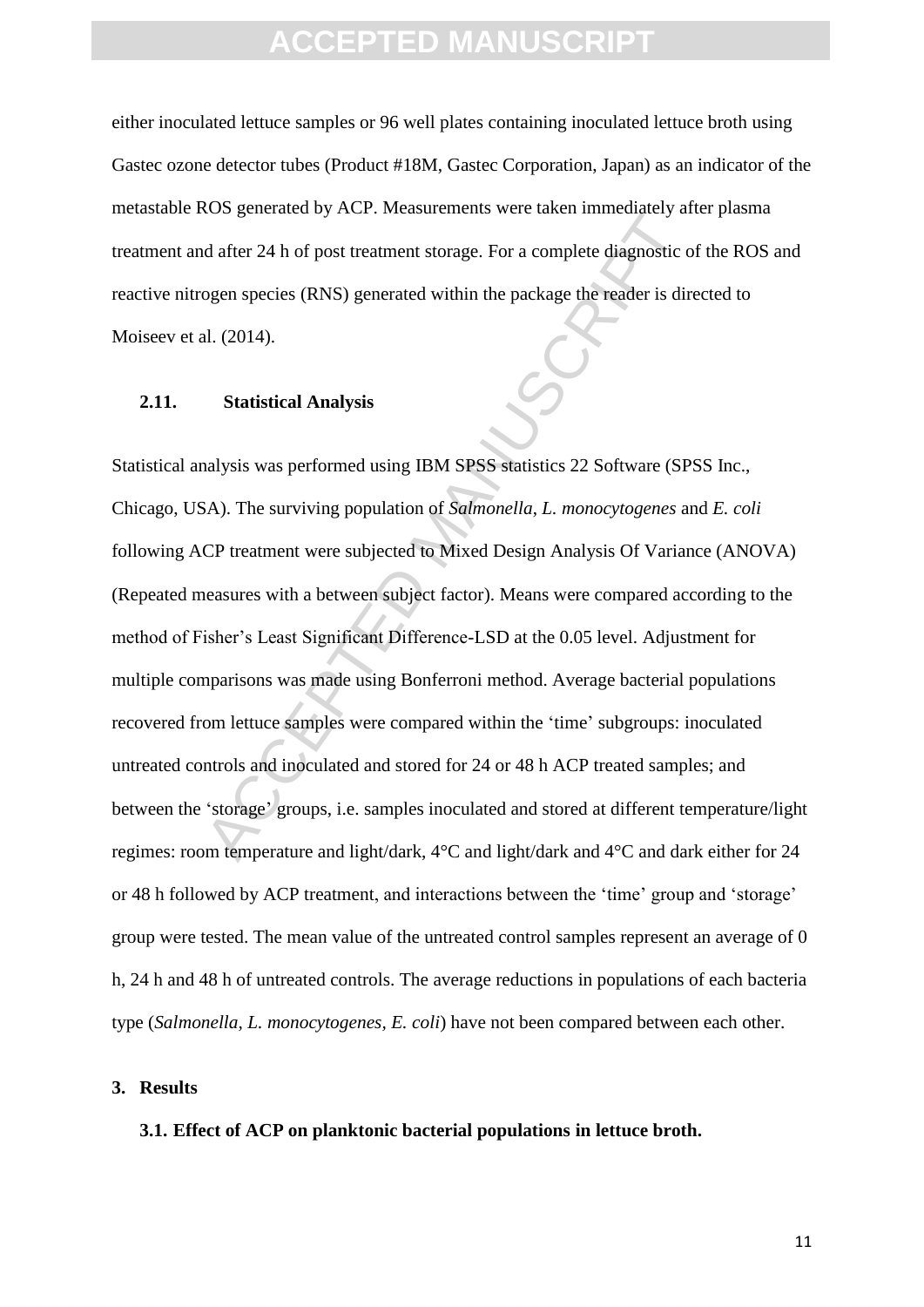either inoculated lettuce samples or 96 well plates containing inoculated lettuce broth using Gastec ozone detector tubes (Product #18M, Gastec Corporation, Japan) as an indicator of the metastable ROS generated by ACP. Measurements were taken immediately after plasma treatment and after 24 h of post treatment storage. For a complete diagnostic of the ROS and reactive nitrogen species (RNS) generated within the package the reader is directed to Moiseev et al. (2014).

### 2.11. Statistical Analysis

Statistical analysis was performed using IBM SPSS statistics 22 Software (SPSS Inc., Chicago, USA). The surviving population of *Salmonella*, *L. monocytogenes* and *E. coli* following ACP treatment were subjected to Mixed Design Analysis Of Variance (ANOVA) (Repeated measures with a between subject factor). Means were compared according to the method of Fisher's Least Significant Difference-LSD at the 0.05 level. Adjustment for multiple comparisons was made using Bonferroni method. Average bacterial populations recovered from lettuce samples were compared within the 'time' subgroups: inoculated untreated controls and inoculated and stored for 24 or 48 h ACP treated samples; and between the 'storage' groups, i.e. samples inoculated and stored at different temperature/light regimes: room temperature and light/dark, 4°C and light/dark and 4°C and dark either for 24 or 48 h followed by ACP treatment, and interactions between the 'time' group and 'storage' group were tested. The mean value of the untreated control samples represent an average of 0 h, 24 h and 48 h of untreated controls. The average reductions in populations of each bacteria type (*Salmonella, L. monocytogenes, E. coli*) have not been compared between each other.

## 3. Results

### 3.1. Effect of ACP on planktonic bacterial populations in lettuce broth.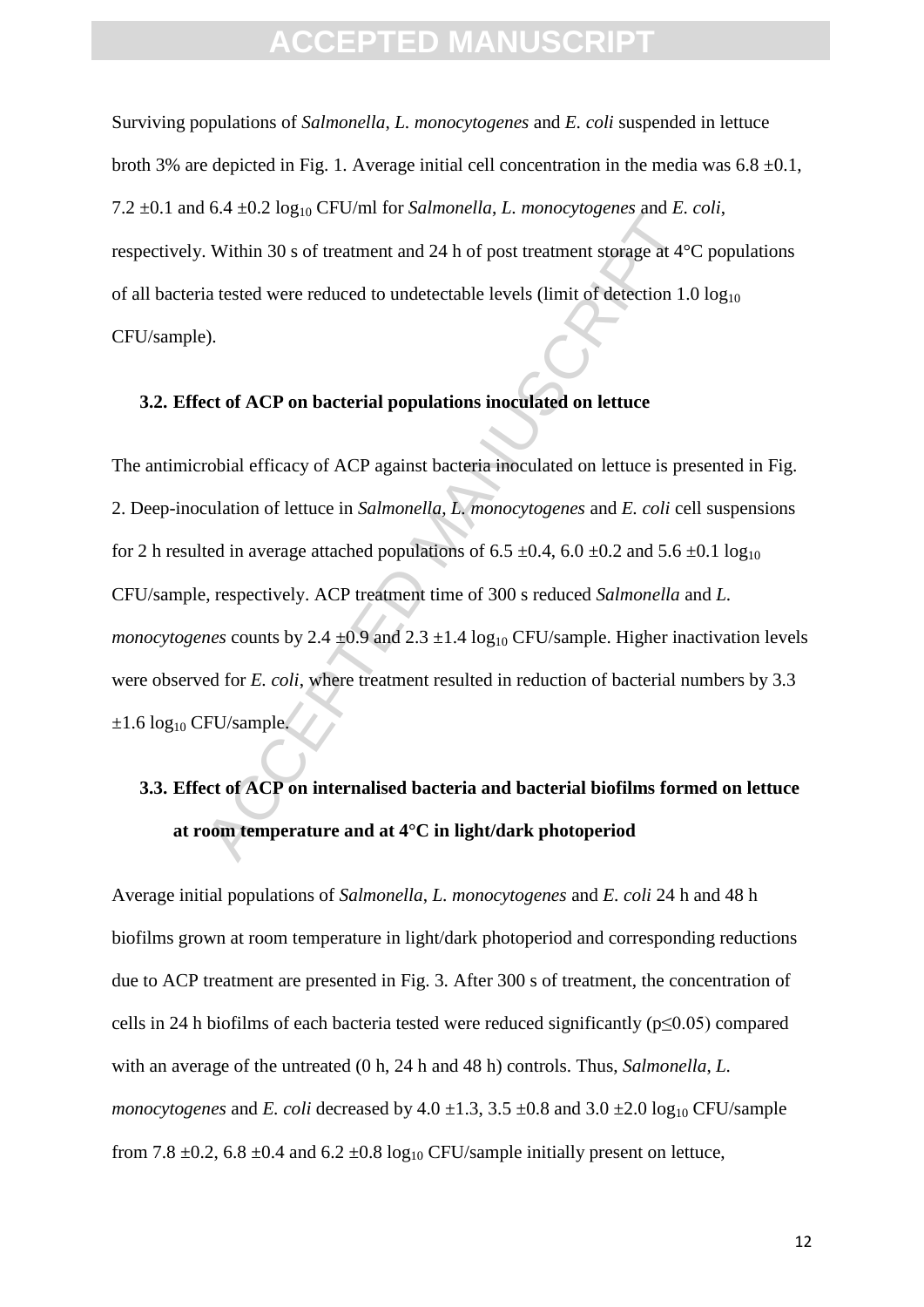Surviving populations of *Salmonella*, *L. monocytogenes* and *E. coli* suspended in lettuce broth 3% are depicted in Fig. 1. Average initial cell concentration in the media was 6.8 ±0.1, 7.2 ±0.1 and 6.4 ±0.2 $\log_{10}$ CFU/ml for *Salmonella*, *L. monocytogenes* and *E. coli*, respectively. Within 30 s of treatment and 24 h of post treatment storage at 4°C populations of all bacteria tested were reduced to undetectable levels (limit of detection 1.0 $\log_{10}$ CFU/sample).

### 3.2. Effect of ACP on bacterial populations inoculated on lettuce

The antimicrobial efficacy of ACP against bacteria inoculated on lettuce is presented in Fig. 2. Deep-inoculation of lettuce in *Salmonella*, *L. monocytogenes* and *E. coli* cell suspensions for 2 h resulted in average attached populations of 6.5 ±0.4, 6.0 ±0.2 and 5.6 ±0.1 $\log_{10}$ CFU/sample, respectively. ACP treatment time of 300 s reduced *Salmonella* and *L. monocytogenes* counts by 2.4 ±0.9 and 2.3 ±1.4 $\log_{10}$ CFU/sample. Higher inactivation levels were observed for *E. coli*, where treatment resulted in reduction of bacterial numbers by 3.3 ±1.6 $\log_{10}$ CFU/sample.

### 3.3. Effect of ACP on internalised bacteria and bacterial biofilms formed on lettuce at room temperature and at 4°C in light/dark photoperiod

Average initial populations of *Salmonella*, *L. monocytogenes* and *E. coli* 24 h and 48 h biofilms grown at room temperature in light/dark photoperiod and corresponding reductions due to ACP treatment are presented in Fig. 3. After 300 s of treatment, the concentration of cells in 24 h biofilms of each bacteria tested were reduced significantly ($p \leq 0.05$) compared with an average of the untreated (0 h, 24 h and 48 h) controls. Thus, *Salmonella*, *L. monocytogenes* and *E. coli* decreased by 4.0 ±1.3, 3.5 ±0.8 and 3.0 ±2.0 $\log_{10}$ CFU/sample from 7.8 ±0.2, 6.8 ±0.4 and 6.2 ±0.8 $\log_{10}$ CFU/sample initially present on lettuce,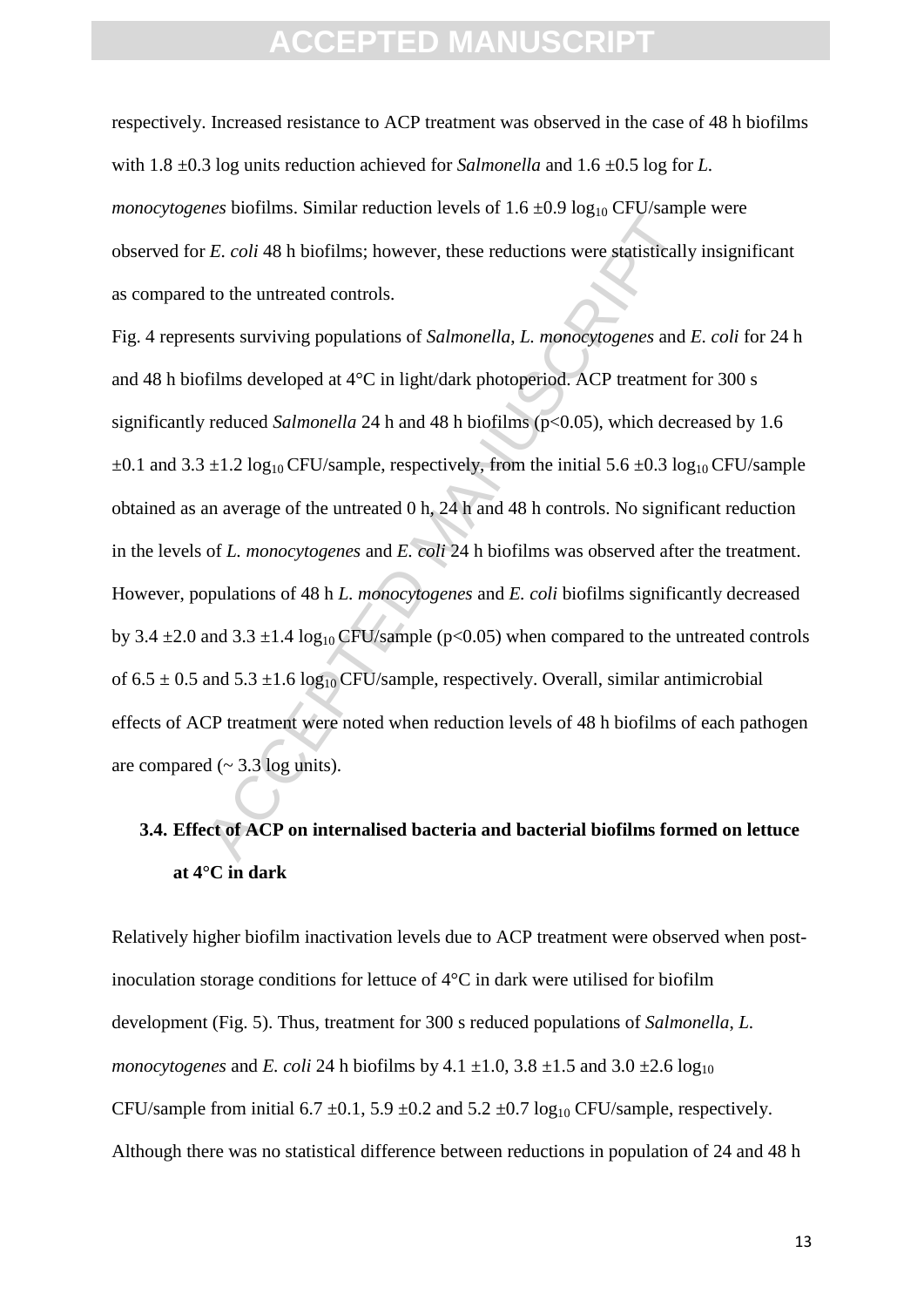respectively. Increased resistance to ACP treatment was observed in the case of 48 h biofilms with 1.8 ±0.3 log units reduction achieved for *Salmonella* and 1.6 ±0.5 log for *L. monocytogenes* biofilms. Similar reduction levels of 1.6 ±0.9 $\log_{10}$ CFU/sample were observed for *E. coli* 48 h biofilms; however, these reductions were statistically insignificant as compared to the untreated controls.

Fig. 4 represents surviving populations of *Salmonella*, *L. monocytogenes* and *E. coli* for 24 h and 48 h biofilms developed at 4°C in light/dark photoperiod. ACP treatment for 300 s significantly reduced *Salmonella* 24 h and 48 h biofilms ($p<0.05$), which decreased by 1.6 ±0.1 and 3.3 ±1.2 $\log_{10}$ CFU/sample, respectively, from the initial 5.6 ±0.3 $\log_{10}$ CFU/sample obtained as an average of the untreated 0 h, 24 h and 48 h controls. No significant reduction in the levels of *L. monocytogenes* and *E. coli* 24 h biofilms was observed after the treatment. However, populations of 48 h *L. monocytogenes* and *E. coli* biofilms significantly decreased by 3.4 ±2.0 and 3.3 ±1.4 $\log_{10}$ CFU/sample ($p<0.05$) when compared to the untreated controls of 6.5 ± 0.5 and 5.3 ±1.6 $\log_{10}$ CFU/sample, respectively. Overall, similar antimicrobial effects of ACP treatment were noted when reduction levels of 48 h biofilms of each pathogen are compared (~ 3.3 log units).

### 3.4. Effect of ACP on internalised bacteria and bacterial biofilms formed on lettuce at 4°C in dark

Relatively higher biofilm inactivation levels due to ACP treatment were observed when post-inoculation storage conditions for lettuce of 4°C in dark were utilised for biofilm development (Fig. 5). Thus, treatment for 300 s reduced populations of *Salmonella*, *L. monocytogenes* and *E. coli* 24 h biofilms by 4.1 ±1.0, 3.8 ±1.5 and 3.0 ±2.6 $\log_{10}$ CFU/sample from initial 6.7 ±0.1, 5.9 ±0.2 and 5.2 ±0.7 $\log_{10}$ CFU/sample, respectively. Although there was no statistical difference between reductions in population of 24 and 48 h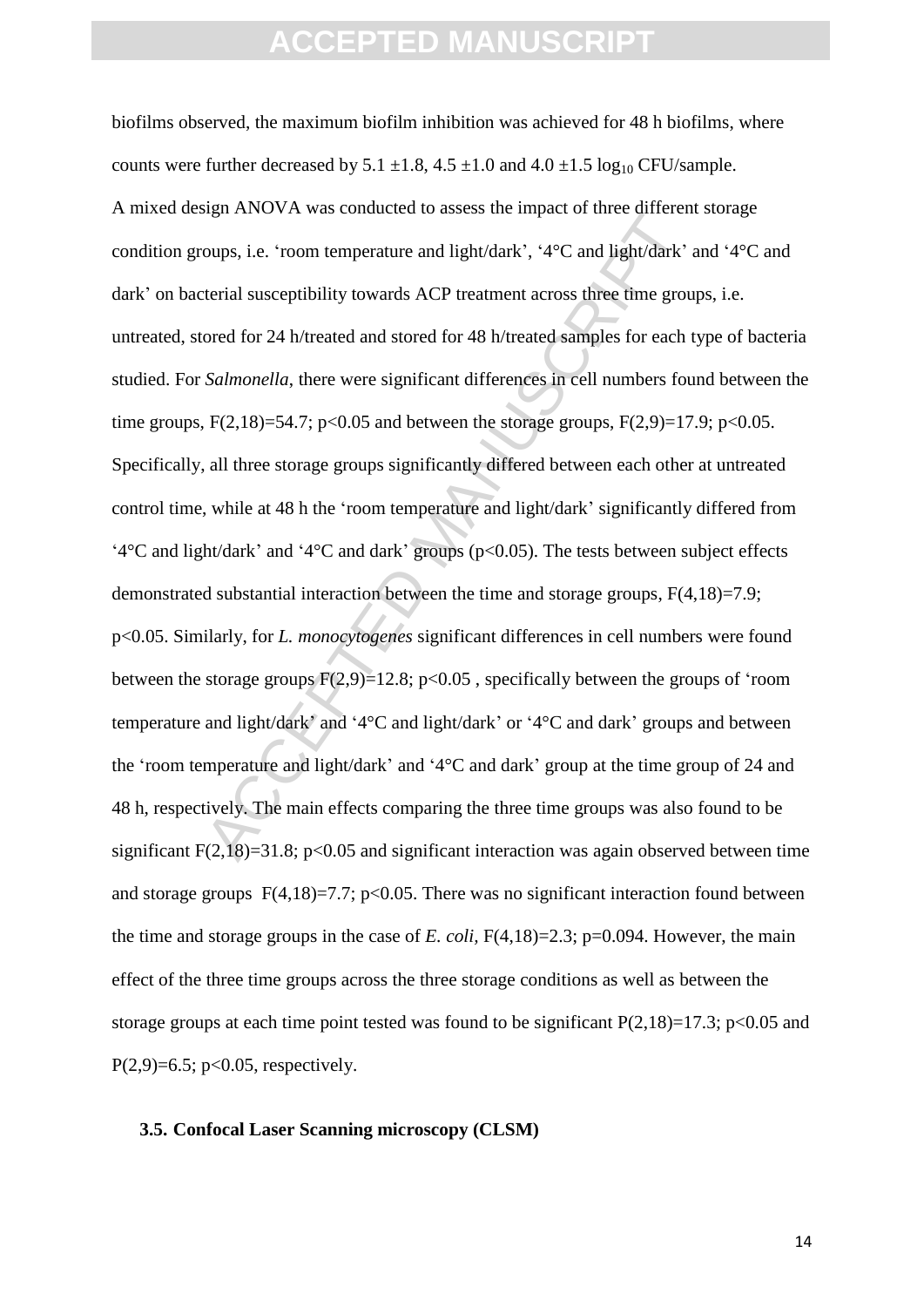biofilms observed, the maximum biofilm inhibition was achieved for 48 h biofilms, where counts were further decreased by 5.1 ±1.8, 4.5 ±1.0 and 4.0 ±1.5 $\log_{10}$ CFU/sample.

A mixed design ANOVA was conducted to assess the impact of three different storage condition groups, i.e. 'room temperature and light/dark', '4°C and light/dark' and '4°C and dark' on bacterial susceptibility towards ACP treatment across three time groups, i.e. untreated, stored for 24 h/treated and stored for 48 h/treated samples for each type of bacteria studied. For *Salmonella*, there were significant differences in cell numbers found between the time groups, $F(2,18)=54.7$; $p<0.05$ and between the storage groups, $F(2,9)=17.9$; $p<0.05$. Specifically, all three storage groups significantly differed between each other at untreated control time, while at 48 h the 'room temperature and light/dark' significantly differed from '4°C and light/dark' and '4°C and dark' groups ($p<0.05$). The tests between subject effects demonstrated substantial interaction between the time and storage groups, $F(4,18)=7.9$; $p<0.05$. Similarly, for *L. monocytogenes* significant differences in cell numbers were found between the storage groups $F(2,9)=12.8$; $p<0.05$ , specifically between the groups of 'room temperature and light/dark' and '4°C and light/dark' or '4°C and dark' groups and between the 'room temperature and light/dark' and '4°C and dark' group at the time group of 24 and 48 h, respectively. The main effects comparing the three time groups was also found to be significant $F(2,18)=31.8$; $p<0.05$ and significant interaction was again observed between time and storage groups $F(4,18)=7.7$; $p<0.05$. There was no significant interaction found between the time and storage groups in the case of *E. coli*, $F(4,18)=2.3$; $p=0.094$. However, the main effect of the three time groups across the three storage conditions as well as between the storage groups at each time point tested was found to be significant $P(2,18)=17.3$; $p<0.05$ and $P(2,9)=6.5$; $p<0.05$, respectively.

### 3.5. Confocal Laser Scanning microscopy (CLSM)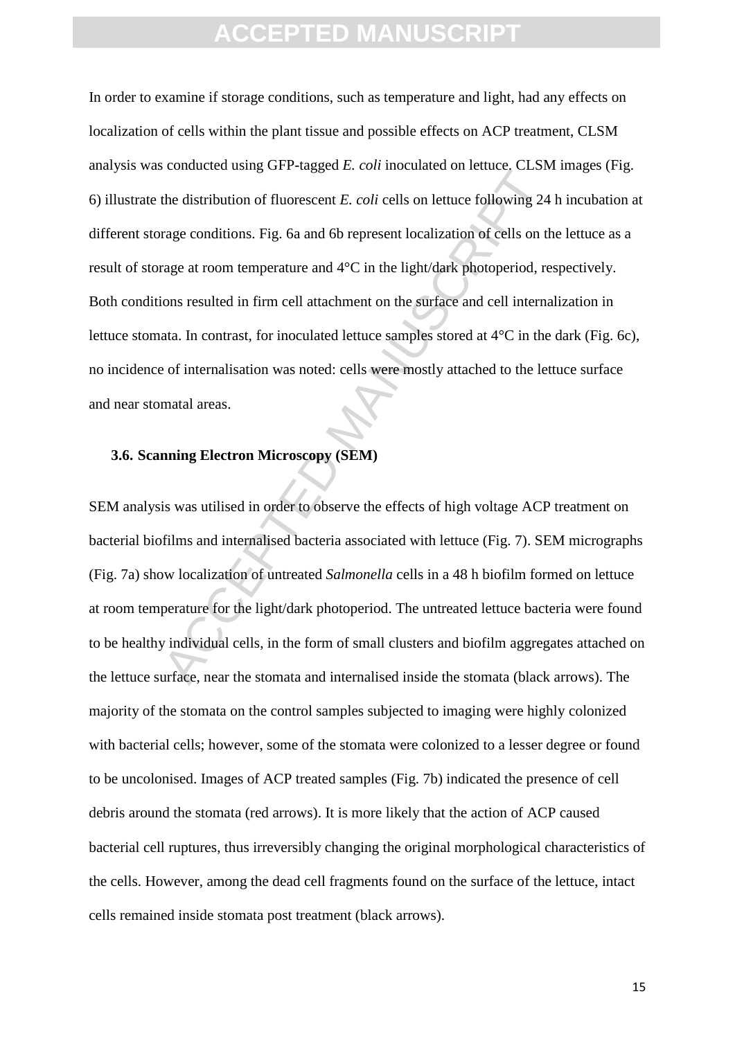In order to examine if storage conditions, such as temperature and light, had any effects on localization of cells within the plant tissue and possible effects on ACP treatment, CLSM analysis was conducted using GFP-tagged *E. coli* inoculated on lettuce. CLSM images (Fig. 6) illustrate the distribution of fluorescent *E. coli* cells on lettuce following 24 h incubation at different storage conditions. Fig. 6a and 6b represent localization of cells on the lettuce as a result of storage at room temperature and 4°C in the light/dark photoperiod, respectively. Both conditions resulted in firm cell attachment on the surface and cell internalization in lettuce stomata. In contrast, for inoculated lettuce samples stored at 4°C in the dark (Fig. 6c), no incidence of internalisation was noted: cells were mostly attached to the lettuce surface and near stomatal areas.

### 3.6. Scanning Electron Microscopy (SEM)

SEM analysis was utilised in order to observe the effects of high voltage ACP treatment on bacterial biofilms and internalised bacteria associated with lettuce (Fig. 7). SEM micrographs (Fig. 7a) show localization of untreated *Salmonella* cells in a 48 h biofilm formed on lettuce at room temperature for the light/dark photoperiod. The untreated lettuce bacteria were found to be healthy individual cells, in the form of small clusters and biofilm aggregates attached on the lettuce surface, near the stomata and internalised inside the stomata (black arrows). The majority of the stomata on the control samples subjected to imaging were highly colonized with bacterial cells; however, some of the stomata were colonized to a lesser degree or found to be uncolonised. Images of ACP treated samples (Fig. 7b) indicated the presence of cell debris around the stomata (red arrows). It is more likely that the action of ACP caused bacterial cell ruptures, thus irreversibly changing the original morphological characteristics of the cells. However, among the dead cell fragments found on the surface of the lettuce, intact cells remained inside stomata post treatment (black arrows).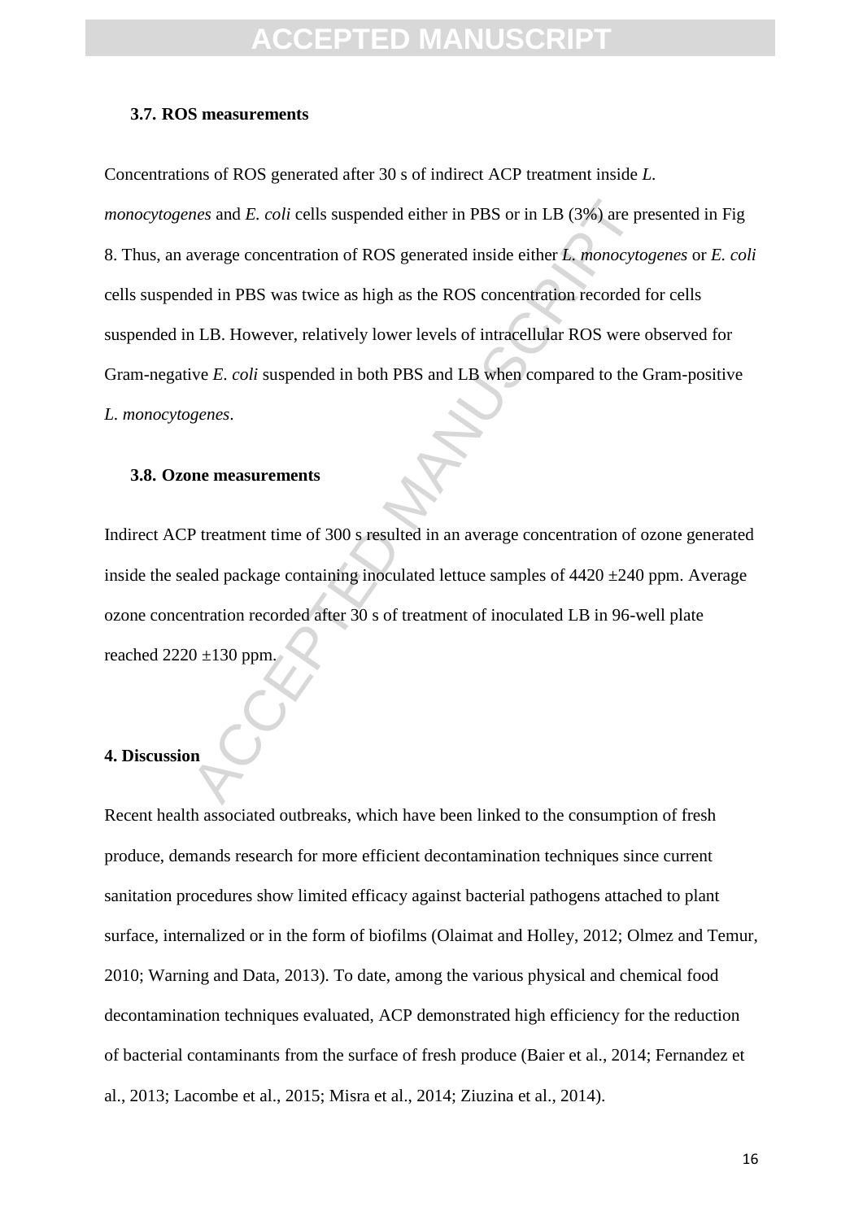### 3.7. ROS measurements

Concentrations of ROS generated after 30 s of indirect ACP treatment inside *L. monocytogenes* and *E. coli* cells suspended either in PBS or in LB (3%) are presented in Fig 8. Thus, an average concentration of ROS generated inside either *L. monocytogenes* or *E. coli* cells suspended in PBS was twice as high as the ROS concentration recorded for cells suspended in LB. However, relatively lower levels of intracellular ROS were observed for Gram-negative *E. coli* suspended in both PBS and LB when compared to the Gram-positive *L. monocytogenes*.

### 3.8. Ozone measurements

Indirect ACP treatment time of 300 s resulted in an average concentration of ozone generated inside the sealed package containing inoculated lettuce samples of 4420 ±240 ppm. Average ozone concentration recorded after 30 s of treatment of inoculated LB in 96-well plate reached 2220 ±130 ppm.

## 4. Discussion

Recent health associated outbreaks, which have been linked to the consumption of fresh produce, demands research for more efficient decontamination techniques since current sanitation procedures show limited efficacy against bacterial pathogens attached to plant surface, internalized or in the form of biofilms (Olaimat and Holley, 2012; Olmez and Temur, 2010; Warning and Data, 2013). To date, among the various physical and chemical food decontamination techniques evaluated, ACP demonstrated high efficiency for the reduction of bacterial contaminants from the surface of fresh produce (Baier et al., 2014; Fernandez et al., 2013; Lacombe et al., 2015; Misra et al., 2014; Ziuzina et al., 2014).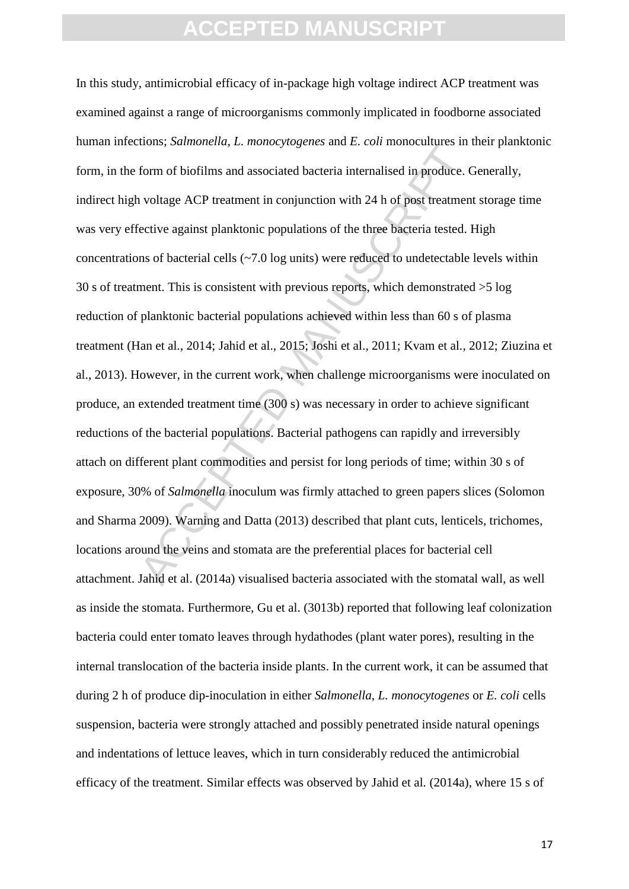In this study, antimicrobial efficacy of in-package high voltage indirect ACP treatment was examined against a range of microorganisms commonly implicated in foodborne associated human infections; *Salmonella*, *L. monocytogenes* and *E. coli* monocultures in their planktonic form, in the form of biofilms and associated bacteria internalised in produce. Generally, indirect high voltage ACP treatment in conjunction with 24 h of post treatment storage time was very effective against planktonic populations of the three bacteria tested. High concentrations of bacterial cells (~7.0 log units) were reduced to undetectable levels within 30 s of treatment. This is consistent with previous reports, which demonstrated >5 log reduction of planktonic bacterial populations achieved within less than 60 s of plasma treatment (Han et al., 2014; Jahid et al., 2015; Joshi et al., 2011; Kvam et al., 2012; Ziuzina et al., 2013). However, in the current work, when challenge microorganisms were inoculated on produce, an extended treatment time (300 s) was necessary in order to achieve significant reductions of the bacterial populations. Bacterial pathogens can rapidly and irreversibly attach on different plant commodities and persist for long periods of time; within 30 s of exposure, 30% of *Salmonella* inoculum was firmly attached to green papers slices (Solomon and Sharma 2009). Warning and Datta (2013) described that plant cuts, lenticels, trichomes, locations around the veins and stomata are the preferential places for bacterial cell attachment. Jahid et al. (2014a) visualised bacteria associated with the stomatal wall, as well as inside the stomata. Furthermore, Gu et al. (3013b) reported that following leaf colonization bacteria could enter tomato leaves through hydathodes (plant water pores), resulting in the internal translocation of the bacteria inside plants. In the current work, it can be assumed that during 2 h of produce dip-inoculation in either *Salmonella*, *L. monocytogenes* or *E. coli* cells suspension, bacteria were strongly attached and possibly penetrated inside natural openings and indentations of lettuce leaves, which in turn considerably reduced the antimicrobial efficacy of the treatment. Similar effects was observed by Jahid et al. (2014a), where 15 s of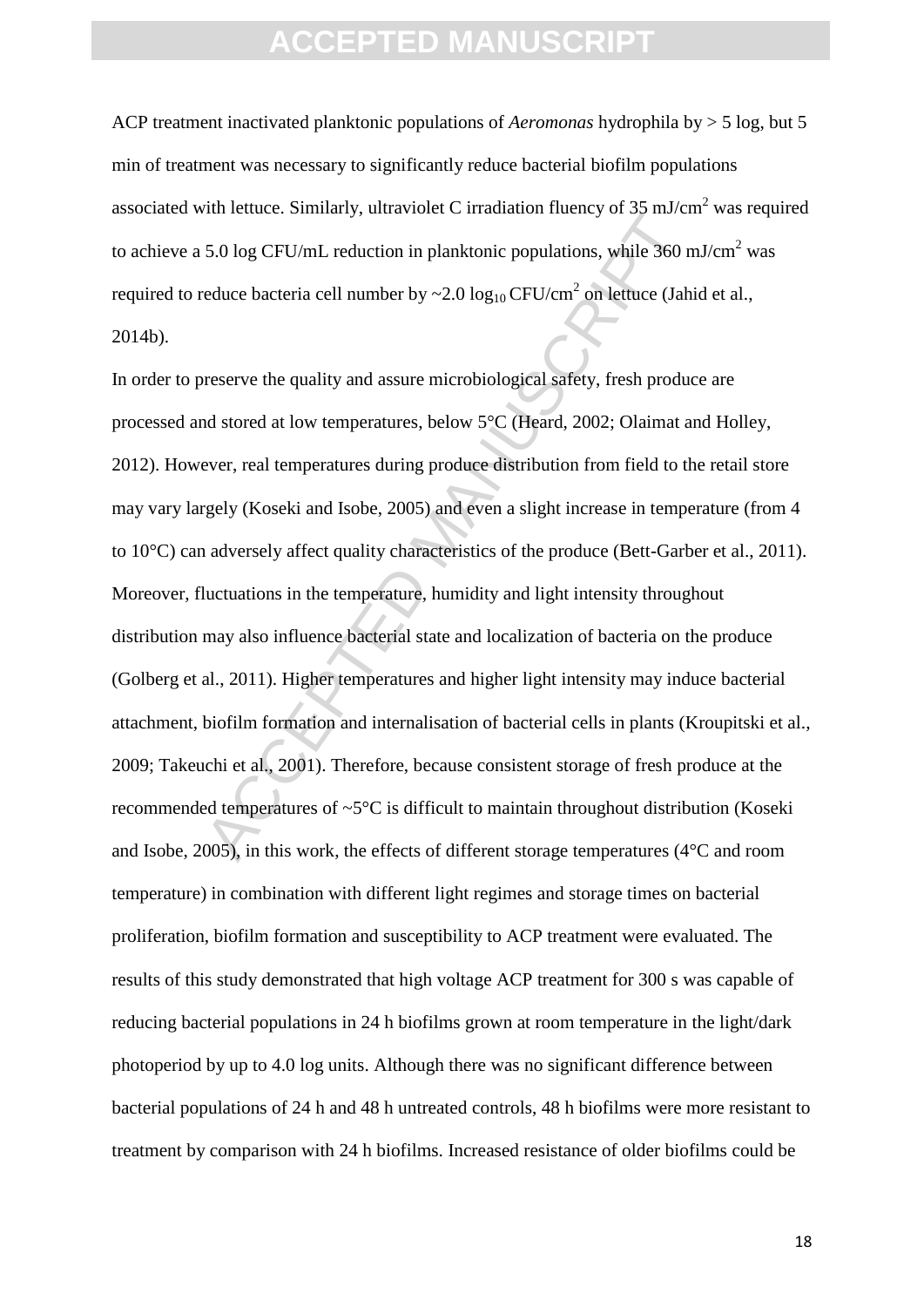ACP treatment inactivated planktonic populations of *Aeromonas* hydrophila by > 5 log, but 5 min of treatment was necessary to significantly reduce bacterial biofilm populations associated with lettuce. Similarly, ultraviolet C irradiation fluency of 35 mJ/cm$^2$ was required to achieve a 5.0 log CFU/mL reduction in planktonic populations, while 360 mJ/cm$^2$ was required to reduce bacteria cell number by ~2.0 $\log_{10}$ CFU/cm$^2$ on lettuce (Jahid et al., 2014b).

In order to preserve the quality and assure microbiological safety, fresh produce are processed and stored at low temperatures, below 5°C (Heard, 2002; Olaimat and Holley, 2012). However, real temperatures during produce distribution from field to the retail store may vary largely (Koseki and Isobe, 2005) and even a slight increase in temperature (from 4 to 10°C) can adversely affect quality characteristics of the produce (Bett-Garber et al., 2011). Moreover, fluctuations in the temperature, humidity and light intensity throughout distribution may also influence bacterial state and localization of bacteria on the produce (Golberg et al., 2011). Higher temperatures and higher light intensity may induce bacterial attachment, biofilm formation and internalisation of bacterial cells in plants (Kroupitski et al., 2009; Takeuchi et al., 2001). Therefore, because consistent storage of fresh produce at the recommended temperatures of ~5°C is difficult to maintain throughout distribution (Koseki and Isobe, 2005), in this work, the effects of different storage temperatures (4°C and room temperature) in combination with different light regimes and storage times on bacterial proliferation, biofilm formation and susceptibility to ACP treatment were evaluated. The results of this study demonstrated that high voltage ACP treatment for 300 s was capable of reducing bacterial populations in 24 h biofilms grown at room temperature in the light/dark photoperiod by up to 4.0 log units. Although there was no significant difference between bacterial populations of 24 h and 48 h untreated controls, 48 h biofilms were more resistant to treatment by comparison with 24 h biofilms. Increased resistance of older biofilms could be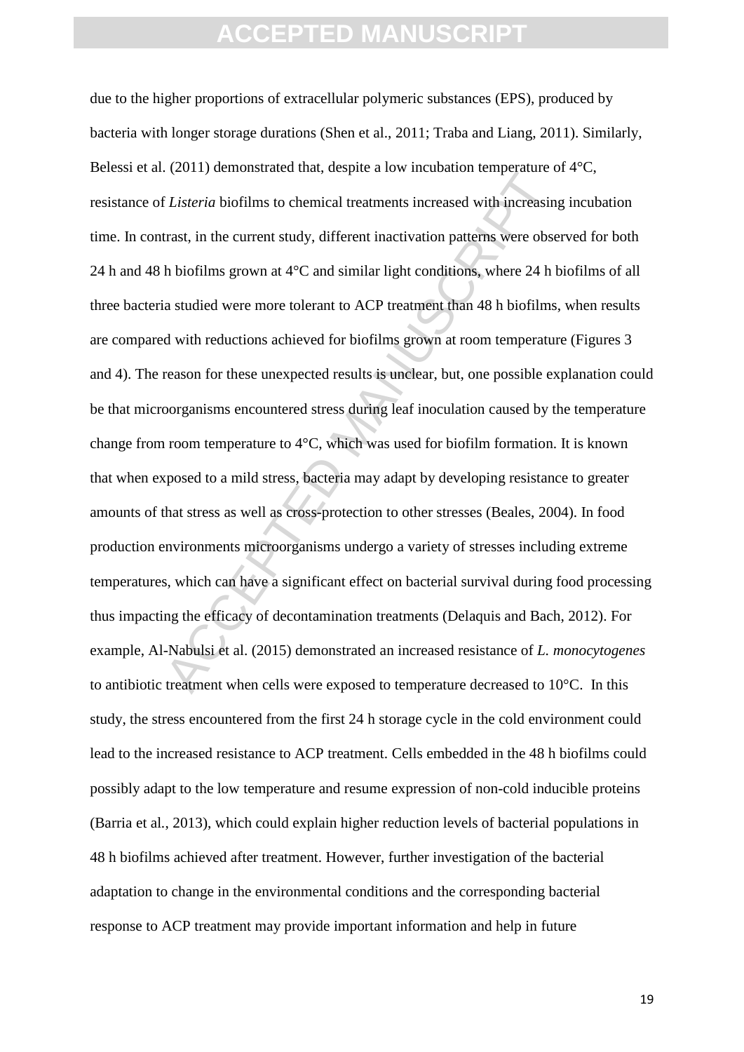due to the higher proportions of extracellular polymeric substances (EPS), produced by bacteria with longer storage durations (Shen et al., 2011; Traba and Liang, 2011). Similarly, Belessi et al. (2011) demonstrated that, despite a low incubation temperature of 4°C, resistance of *Listeria* biofilms to chemical treatments increased with increasing incubation time. In contrast, in the current study, different inactivation patterns were observed for both 24 h and 48 h biofilms grown at 4°C and similar light conditions, where 24 h biofilms of all three bacteria studied were more tolerant to ACP treatment than 48 h biofilms, when results are compared with reductions achieved for biofilms grown at room temperature (Figures 3 and 4). The reason for these unexpected results is unclear, but, one possible explanation could be that microorganisms encountered stress during leaf inoculation caused by the temperature change from room temperature to 4°C, which was used for biofilm formation. It is known that when exposed to a mild stress, bacteria may adapt by developing resistance to greater amounts of that stress as well as cross-protection to other stresses (Beales, 2004). In food production environments microorganisms undergo a variety of stresses including extreme temperatures, which can have a significant effect on bacterial survival during food processing thus impacting the efficacy of decontamination treatments (Delaquis and Bach, 2012). For example, Al-Nabulsi et al. (2015) demonstrated an increased resistance of *L. monocytogenes* to antibiotic treatment when cells were exposed to temperature decreased to 10°C. In this study, the stress encountered from the first 24 h storage cycle in the cold environment could lead to the increased resistance to ACP treatment. Cells embedded in the 48 h biofilms could possibly adapt to the low temperature and resume expression of non-cold inducible proteins (Barria et al., 2013), which could explain higher reduction levels of bacterial populations in 48 h biofilms achieved after treatment. However, further investigation of the bacterial adaptation to change in the environmental conditions and the corresponding bacterial response to ACP treatment may provide important information and help in future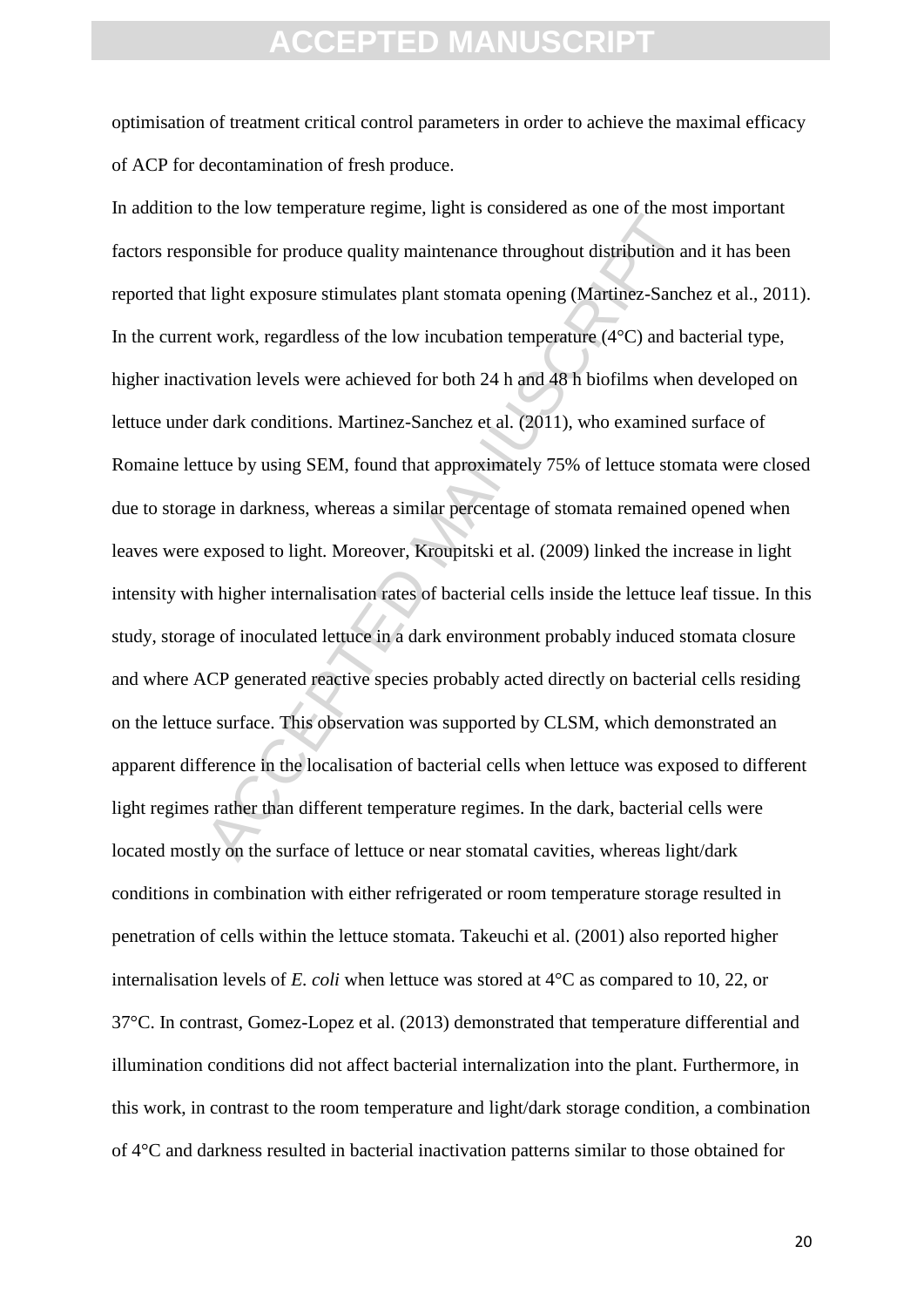optimisation of treatment critical control parameters in order to achieve the maximal efficacy of ACP for decontamination of fresh produce.

In addition to the low temperature regime, light is considered as one of the most important factors responsible for produce quality maintenance throughout distribution and it has been reported that light exposure stimulates plant stomata opening (Martinez-Sanchez et al., 2011). In the current work, regardless of the low incubation temperature (4°C) and bacterial type, higher inactivation levels were achieved for both 24 h and 48 h biofilms when developed on lettuce under dark conditions. Martinez-Sanchez et al. (2011), who examined surface of Romaine lettuce by using SEM, found that approximately 75% of lettuce stomata were closed due to storage in darkness, whereas a similar percentage of stomata remained opened when leaves were exposed to light. Moreover, Kroupitski et al. (2009) linked the increase in light intensity with higher internalisation rates of bacterial cells inside the lettuce leaf tissue. In this study, storage of inoculated lettuce in a dark environment probably induced stomata closure and where ACP generated reactive species probably acted directly on bacterial cells residing on the lettuce surface. This observation was supported by CLSM, which demonstrated an apparent difference in the localisation of bacterial cells when lettuce was exposed to different light regimes rather than different temperature regimes. In the dark, bacterial cells were located mostly on the surface of lettuce or near stomatal cavities, whereas light/dark conditions in combination with either refrigerated or room temperature storage resulted in penetration of cells within the lettuce stomata. Takeuchi et al. (2001) also reported higher internalisation levels of *E. coli* when lettuce was stored at 4°C as compared to 10, 22, or 37°C. In contrast, Gomez-Lopez et al. (2013) demonstrated that temperature differential and illumination conditions did not affect bacterial internalization into the plant. Furthermore, in this work, in contrast to the room temperature and light/dark storage condition, a combination of 4°C and darkness resulted in bacterial inactivation patterns similar to those obtained for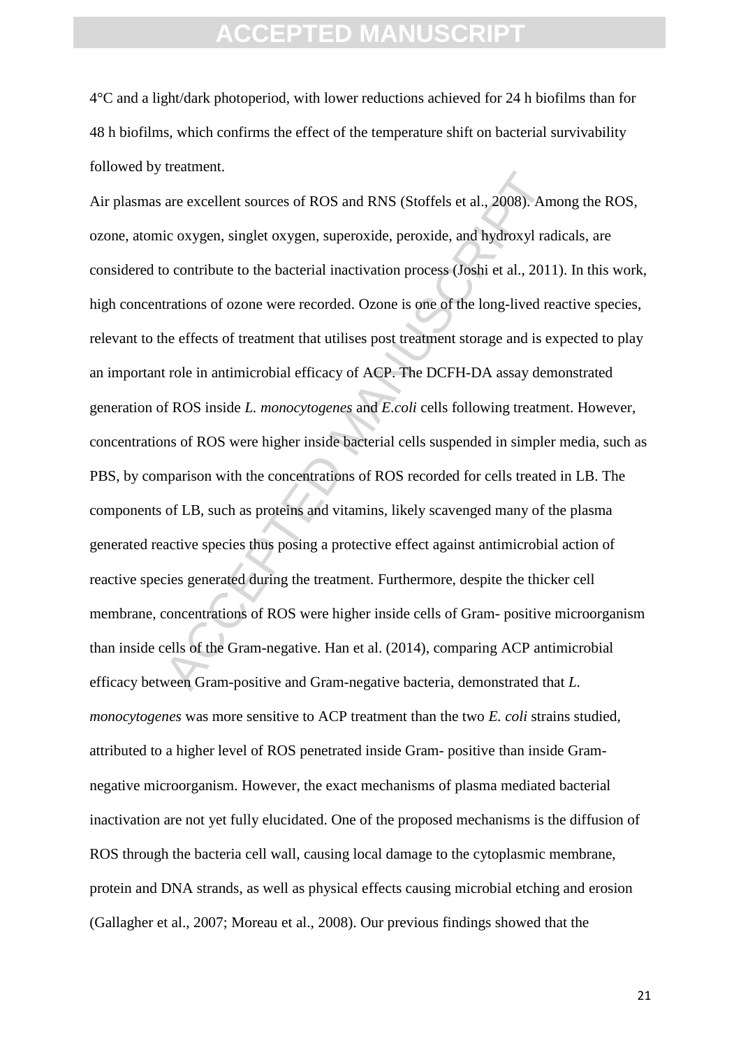4°C and a light/dark photoperiod, with lower reductions achieved for 24 h biofilms than for 48 h biofilms, which confirms the effect of the temperature shift on bacterial survivability followed by treatment.

Air plasmas are excellent sources of ROS and RNS (Stoffels et al., 2008). Among the ROS, ozone, atomic oxygen, singlet oxygen, superoxide, peroxide, and hydroxyl radicals, are considered to contribute to the bacterial inactivation process (Joshi et al., 2011). In this work, high concentrations of ozone were recorded. Ozone is one of the long-lived reactive species, relevant to the effects of treatment that utilises post treatment storage and is expected to play an important role in antimicrobial efficacy of ACP. The DCFH-DA assay demonstrated generation of ROS inside *L. monocytogenes* and *E.coli* cells following treatment. However, concentrations of ROS were higher inside bacterial cells suspended in simpler media, such as PBS, by comparison with the concentrations of ROS recorded for cells treated in LB. The components of LB, such as proteins and vitamins, likely scavenged many of the plasma generated reactive species thus posing a protective effect against antimicrobial action of reactive species generated during the treatment. Furthermore, despite the thicker cell membrane, concentrations of ROS were higher inside cells of Gram- positive microorganism than inside cells of the Gram-negative. Han et al. (2014), comparing ACP antimicrobial efficacy between Gram-positive and Gram-negative bacteria, demonstrated that *L. monocytogenes* was more sensitive to ACP treatment than the two *E. coli* strains studied, attributed to a higher level of ROS penetrated inside Gram- positive than inside Gram-negative microorganism. However, the exact mechanisms of plasma mediated bacterial inactivation are not yet fully elucidated. One of the proposed mechanisms is the diffusion of ROS through the bacteria cell wall, causing local damage to the cytoplasmic membrane, protein and DNA strands, as well as physical effects causing microbial etching and erosion (Gallagher et al., 2007; Moreau et al., 2008). Our previous findings showed that the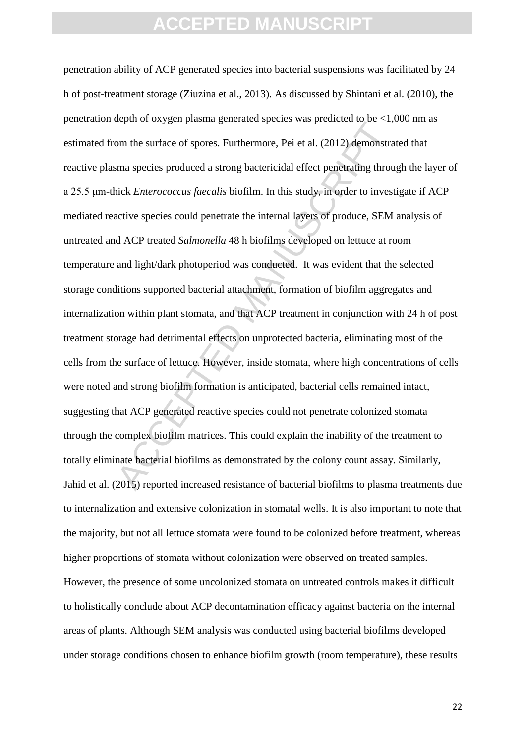penetration ability of ACP generated species into bacterial suspensions was facilitated by 24 h of post-treatment storage (Ziuzina et al., 2013). As discussed by Shintani et al. (2010), the penetration depth of oxygen plasma generated species was predicted to be <1,000 nm as estimated from the surface of spores. Furthermore, Pei et al. (2012) demonstrated that reactive plasma species produced a strong bactericidal effect penetrating through the layer of a 25.5 μm-thick *Enterococcus faecalis* biofilm. In this study, in order to investigate if ACP mediated reactive species could penetrate the internal layers of produce, SEM analysis of untreated and ACP treated *Salmonella* 48 h biofilms developed on lettuce at room temperature and light/dark photoperiod was conducted. It was evident that the selected storage conditions supported bacterial attachment, formation of biofilm aggregates and internalization within plant stomata, and that ACP treatment in conjunction with 24 h of post treatment storage had detrimental effects on unprotected bacteria, eliminating most of the cells from the surface of lettuce. However, inside stomata, where high concentrations of cells were noted and strong biofilm formation is anticipated, bacterial cells remained intact, suggesting that ACP generated reactive species could not penetrate colonized stomata through the complex biofilm matrices. This could explain the inability of the treatment to totally eliminate bacterial biofilms as demonstrated by the colony count assay. Similarly, Jahid et al. (2015) reported increased resistance of bacterial biofilms to plasma treatments due to internalization and extensive colonization in stomatal wells. It is also important to note that the majority, but not all lettuce stomata were found to be colonized before treatment, whereas higher proportions of stomata without colonization were observed on treated samples. However, the presence of some uncolonized stomata on untreated controls makes it difficult to holistically conclude about ACP decontamination efficacy against bacteria on the internal areas of plants. Although SEM analysis was conducted using bacterial biofilms developed under storage conditions chosen to enhance biofilm growth (room temperature), these results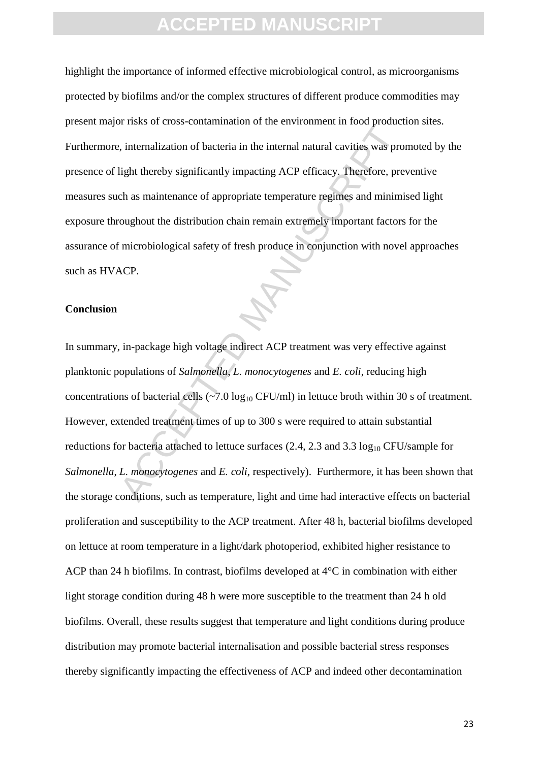highlight the importance of informed effective microbiological control, as microorganisms protected by biofilms and/or the complex structures of different produce commodities may present major risks of cross-contamination of the environment in food production sites. Furthermore, internalization of bacteria in the internal natural cavities was promoted by the presence of light thereby significantly impacting ACP efficacy. Therefore, preventive measures such as maintenance of appropriate temperature regimes and minimised light exposure throughout the distribution chain remain extremely important factors for the assurance of microbiological safety of fresh produce in conjunction with novel approaches such as HVACP.

## Conclusion

In summary, in-package high voltage indirect ACP treatment was very effective against planktonic populations of *Salmonella*, *L. monocytogenes* and *E. coli*, reducing high concentrations of bacterial cells (~7.0 $\log_{10}$ CFU/ml) in lettuce broth within 30 s of treatment. However, extended treatment times of up to 300 s were required to attain substantial reductions for bacteria attached to lettuce surfaces (2.4, 2.3 and 3.3 $\log_{10}$ CFU/sample for *Salmonella*, *L. monocytogenes* and *E. coli*, respectively). Furthermore, it has been shown that the storage conditions, such as temperature, light and time had interactive effects on bacterial proliferation and susceptibility to the ACP treatment. After 48 h, bacterial biofilms developed on lettuce at room temperature in a light/dark photoperiod, exhibited higher resistance to ACP than 24 h biofilms. In contrast, biofilms developed at 4°C in combination with either light storage condition during 48 h were more susceptible to the treatment than 24 h old biofilms. Overall, these results suggest that temperature and light conditions during produce distribution may promote bacterial internalisation and possible bacterial stress responses thereby significantly impacting the effectiveness of ACP and indeed other decontamination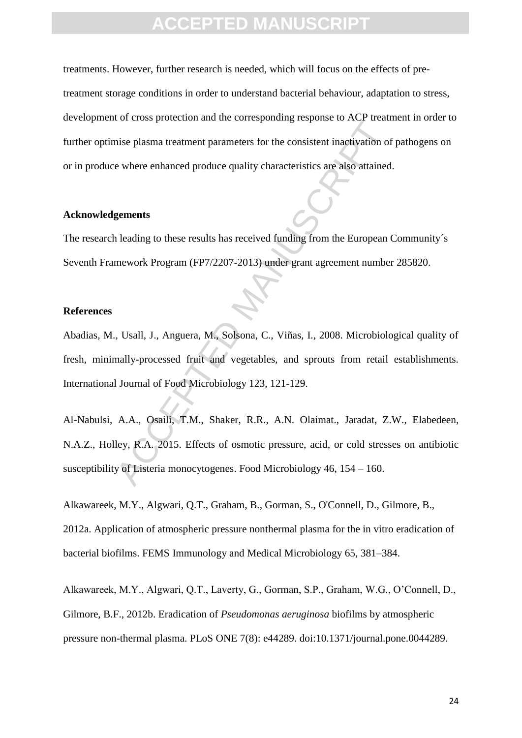treatments. However, further research is needed, which will focus on the effects of pre-treatment storage conditions in order to understand bacterial behaviour, adaptation to stress, development of cross protection and the corresponding response to ACP treatment in order to further optimise plasma treatment parameters for the consistent inactivation of pathogens on or in produce where enhanced produce quality characteristics are also attained.

## Acknowledgements

The research leading to these results has received funding from the European Community´s Seventh Framework Program (FP7/2207-2013) under grant agreement number 285820.

## References

Abadias, M., Usall, J., Anguera, M., Solsona, C., Viñas, I., 2008. Microbiological quality of fresh, minimally-processed fruit and vegetables, and sprouts from retail establishments. International Journal of Food Microbiology 123, 121-129.

Al-Nabulsi, A.A., Osaili, T.M., Shaker, R.R., A.N. Olaimat., Jaradat, Z.W., Elabedeen, N.A.Z., Holley, R.A. 2015. Effects of osmotic pressure, acid, or cold stresses on antibiotic susceptibility of Listeria monocytogenes. Food Microbiology 46, 154 – 160.

Alkawareek, M.Y., Algwari, Q.T., Graham, B., Gorman, S., O'Connell, D., Gilmore, B., 2012a. Application of atmospheric pressure nonthermal plasma for the in vitro eradication of bacterial biofilms. FEMS Immunology and Medical Microbiology 65, 381–384.

Alkawareek, M.Y., Algwari, Q.T., Laverty, G., Gorman, S.P., Graham, W.G., O'Connell, D., Gilmore, B.F., 2012b. Eradication of *Pseudomonas aeruginosa* biofilms by atmospheric pressure non-thermal plasma. PLoS ONE 7(8): e44289. doi:10.1371/journal.pone.0044289.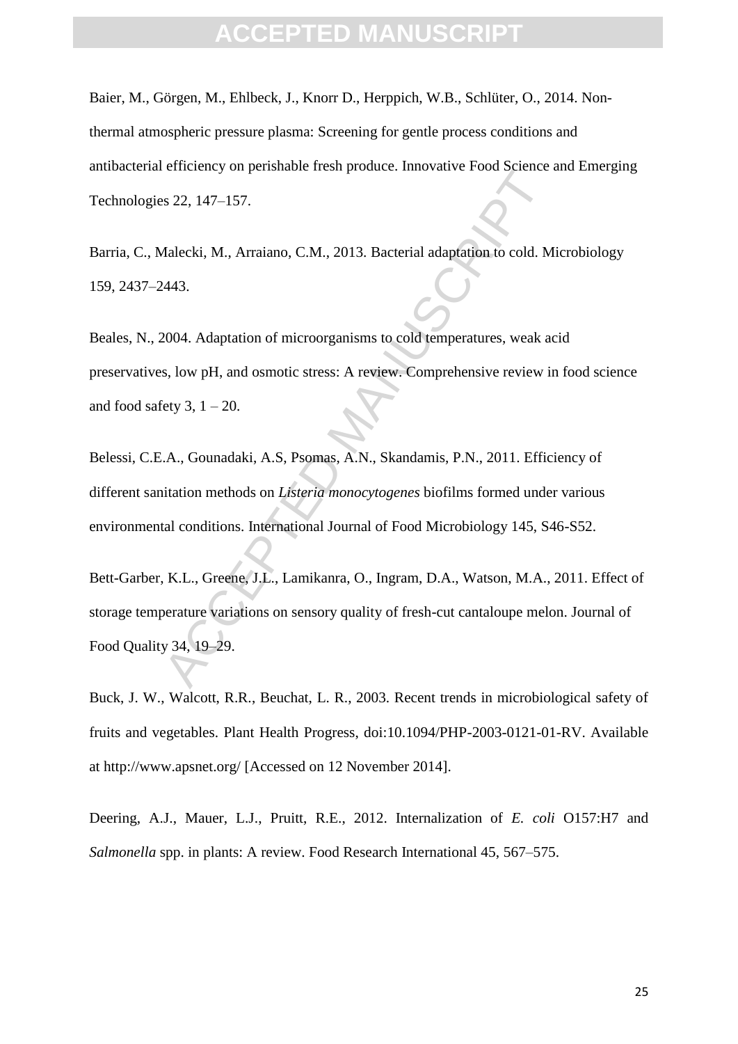Baier, M., Görgen, M., Ehlbeck, J., Knorr D., Herppich, W.B., Schlüter, O., 2014. Non-thermal atmospheric pressure plasma: Screening for gentle process conditions and antibacterial efficiency on perishable fresh produce. Innovative Food Science and Emerging Technologies 22, 147–157.

Barria, C., Malecki, M., Arraiano, C.M., 2013. Bacterial adaptation to cold. Microbiology 159, 2437–2443.

Beales, N., 2004. Adaptation of microorganisms to cold temperatures, weak acid preservatives, low pH, and osmotic stress: A review. Comprehensive review in food science and food safety 3, 1 – 20.

Belessi, C.E.A., Gounadaki, A.S, Psomas, A.N., Skandamis, P.N., 2011. Efficiency of different sanitation methods on *Listeria monocytogenes* biofilms formed under various environmental conditions. International Journal of Food Microbiology 145, S46-S52.

Bett-Garber, K.L., Greene, J.L., Lamikanra, O., Ingram, D.A., Watson, M.A., 2011. Effect of storage temperature variations on sensory quality of fresh-cut cantaloupe melon. Journal of Food Quality 34, 19–29.

Buck, J. W., Walcott, R.R., Beuchat, L. R., 2003. Recent trends in microbiological safety of fruits and vegetables. Plant Health Progress, doi:10.1094/PHP-2003-0121-01-RV. Available at http://www.apsnet.org/ [Accessed on 12 November 2014].

Deering, A.J., Mauer, L.J., Pruitt, R.E., 2012. Internalization of *E. coli* O157:H7 and *Salmonella* spp. in plants: A review. Food Research International 45, 567–575.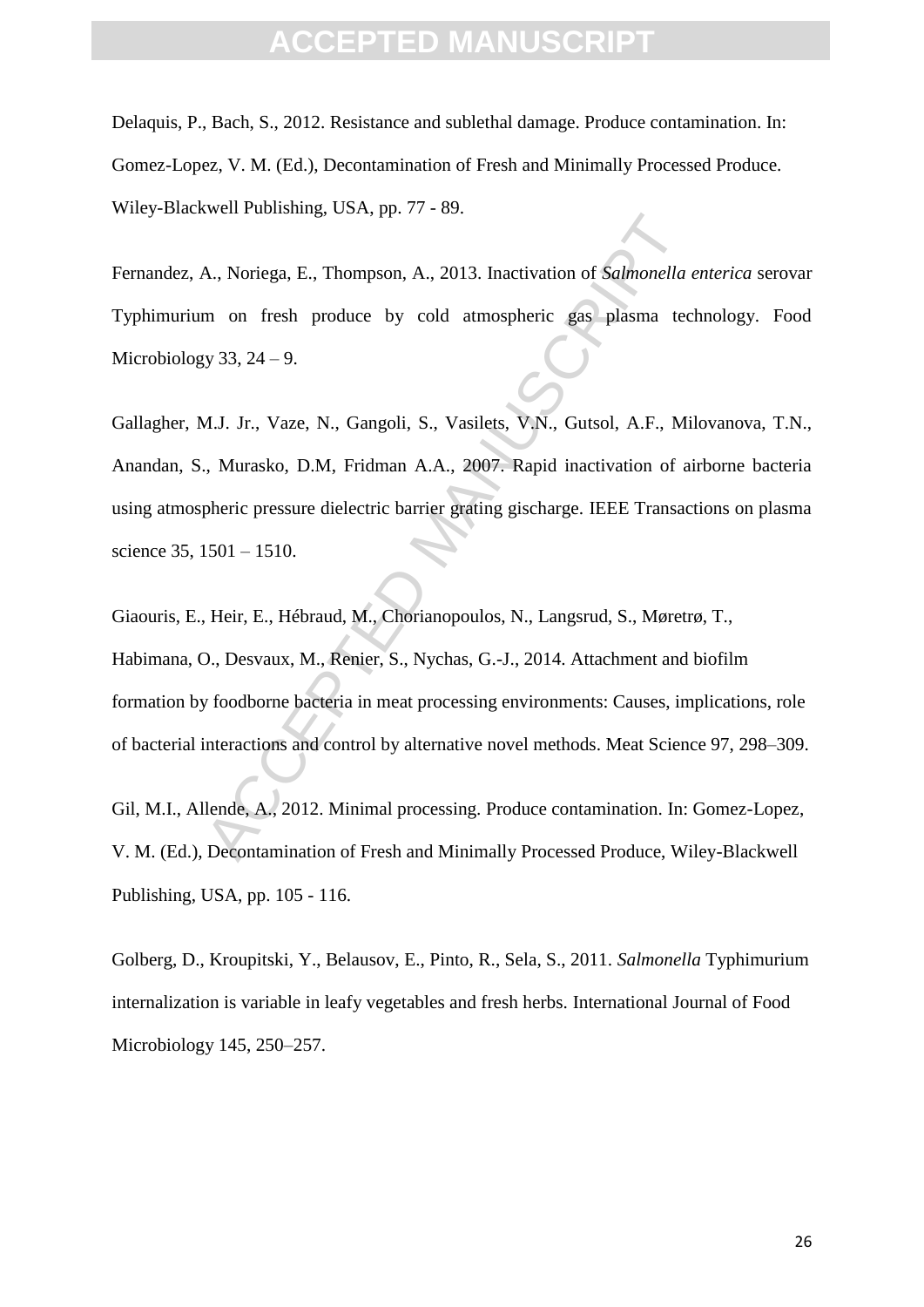Delaquis, P., Bach, S., 2012. Resistance and sublethal damage. Produce contamination. In: Gomez-Lopez, V. M. (Ed.), Decontamination of Fresh and Minimally Processed Produce. Wiley-Blackwell Publishing, USA, pp. 77 - 89.

Fernandez, A., Noriega, E., Thompson, A., 2013. Inactivation of *Salmonella enterica* serovar Typhimurium on fresh produce by cold atmospheric gas plasma technology. Food Microbiology 33, 24 – 9.

Gallagher, M.J. Jr., Vaze, N., Gangoli, S., Vasilets, V.N., Gutsol, A.F., Milovanova, T.N., Anandan, S., Murasko, D.M, Fridman A.A., 2007. Rapid inactivation of airborne bacteria using atmospheric pressure dielectric barrier grating gischarge. IEEE Transactions on plasma science 35, 1501 – 1510.

Giaouris, E., Heir, E., Hébraud, M., Chorianopoulos, N., Langsrud, S., Møretrø, T., Habimana, O., Desvaux, M., Renier, S., Nychas, G.-J., 2014. Attachment and biofilm formation by foodborne bacteria in meat processing environments: Causes, implications, role of bacterial interactions and control by alternative novel methods. Meat Science 97, 298–309.

Gil, M.I., Allende, A., 2012. Minimal processing. Produce contamination. In: Gomez-Lopez, V. M. (Ed.), Decontamination of Fresh and Minimally Processed Produce, Wiley-Blackwell Publishing, USA, pp. 105 - 116.

Golberg, D., Kroupitski, Y., Belausov, E., Pinto, R., Sela, S., 2011. *Salmonella* Typhimurium internalization is variable in leafy vegetables and fresh herbs. International Journal of Food Microbiology 145, 250–257.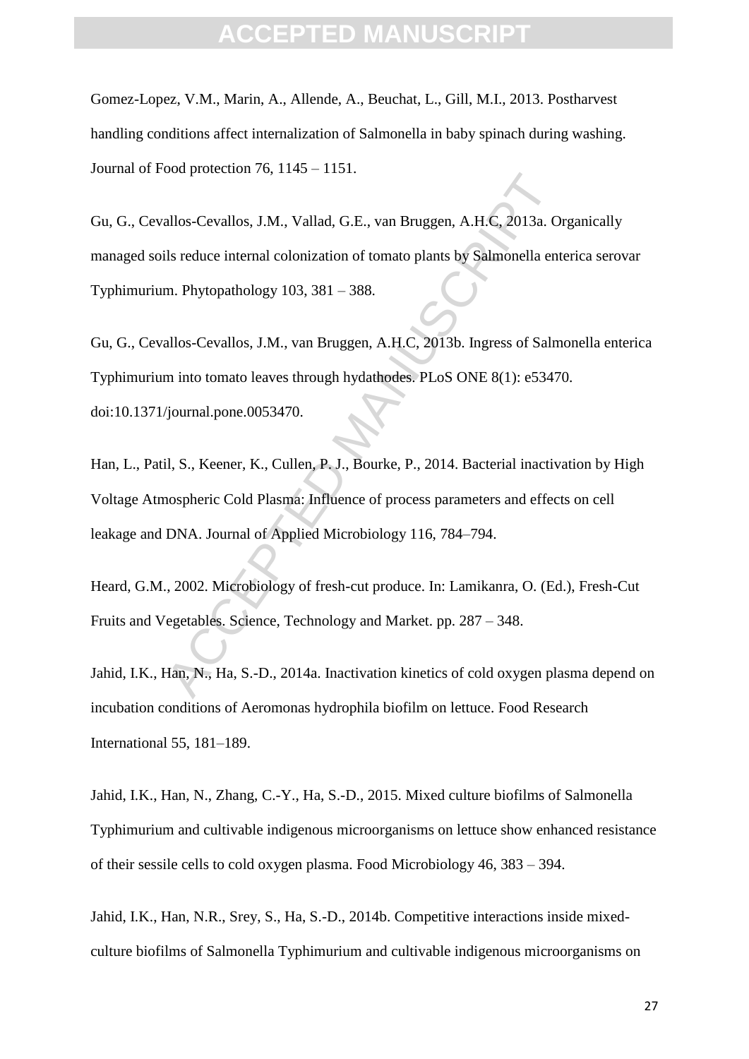Gomez-Lopez, V.M., Marin, A., Allende, A., Beuchat, L., Gill, M.I., 2013. Postharvest handling conditions affect internalization of Salmonella in baby spinach during washing. Journal of Food protection 76, 1145 – 1151.

Gu, G., Cevallos-Cevallos, J.M., Vallad, G.E., van Bruggen, A.H.C, 2013a. Organically managed soils reduce internal colonization of tomato plants by Salmonella enterica serovar Typhimurium. Phytopathology 103, 381 – 388.

Gu, G., Cevallos-Cevallos, J.M., van Bruggen, A.H.C, 2013b. Ingress of Salmonella enterica Typhimurium into tomato leaves through hydathodes. PLoS ONE 8(1): e53470. doi:10.1371/journal.pone.0053470.

Han, L., Patil, S., Keener, K., Cullen, P. J., Bourke, P., 2014. Bacterial inactivation by High Voltage Atmospheric Cold Plasma: Influence of process parameters and effects on cell leakage and DNA. Journal of Applied Microbiology 116, 784–794.

Heard, G.M., 2002. Microbiology of fresh-cut produce. In: Lamikanra, O. (Ed.), Fresh-Cut Fruits and Vegetables. Science, Technology and Market. pp. 287 – 348.

Jahid, I.K., Han, N., Ha, S.-D., 2014a. Inactivation kinetics of cold oxygen plasma depend on incubation conditions of Aeromonas hydrophila biofilm on lettuce. Food Research International 55, 181–189.

Jahid, I.K., Han, N., Zhang, C.-Y., Ha, S.-D., 2015. Mixed culture biofilms of Salmonella Typhimurium and cultivable indigenous microorganisms on lettuce show enhanced resistance of their sessile cells to cold oxygen plasma. Food Microbiology 46, 383 – 394.

Jahid, I.K., Han, N.R., Srey, S., Ha, S.-D., 2014b. Competitive interactions inside mixed-culture biofilms of Salmonella Typhimurium and cultivable indigenous microorganisms on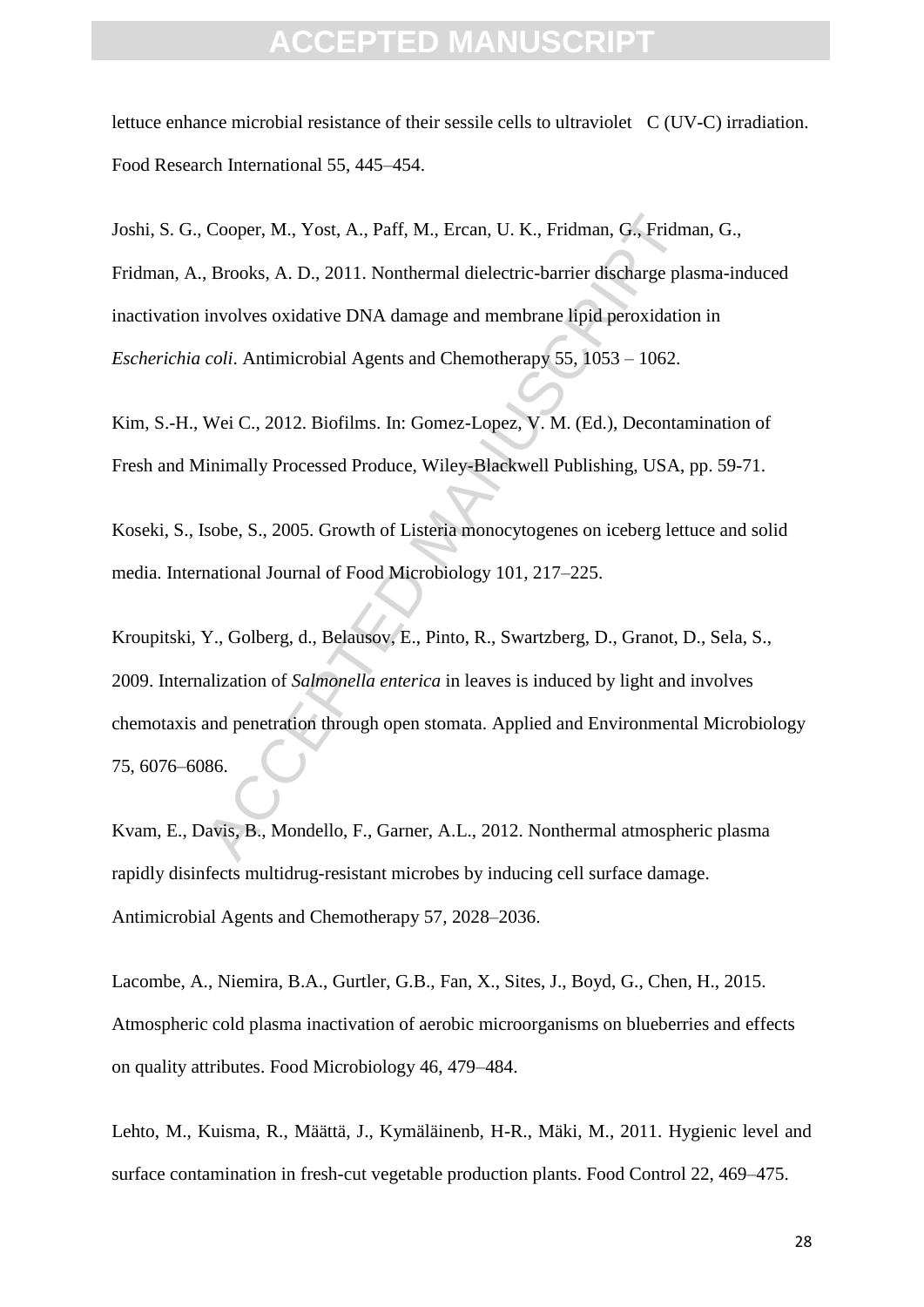lettuce enhance microbial resistance of their sessile cells to ultraviolet C (UV-C) irradiation. Food Research International 55, 445–454.

Joshi, S. G., Cooper, M., Yost, A., Paff, M., Ercan, U. K., Fridman, G., Fridman, G., Fridman, A., Brooks, A. D., 2011. Nonthermal dielectric-barrier discharge plasma-induced inactivation involves oxidative DNA damage and membrane lipid peroxidation in *Escherichia coli*. Antimicrobial Agents and Chemotherapy 55, 1053 – 1062.

Kim, S.-H., Wei C., 2012. Biofilms. In: Gomez-Lopez, V. M. (Ed.), Decontamination of Fresh and Minimally Processed Produce, Wiley-Blackwell Publishing, USA, pp. 59-71.

Koseki, S., Isobe, S., 2005. Growth of Listeria monocytogenes on iceberg lettuce and solid media. International Journal of Food Microbiology 101, 217–225.

Kroupitski, Y., Golberg, d., Belausov, E., Pinto, R., Swartzberg, D., Granot, D., Sela, S., 2009. Internalization of *Salmonella enterica* in leaves is induced by light and involves chemotaxis and penetration through open stomata. Applied and Environmental Microbiology 75, 6076–6086.

Kvam, E., Davis, B., Mondello, F., Garner, A.L., 2012. Nonthermal atmospheric plasma rapidly disinfects multidrug-resistant microbes by inducing cell surface damage. Antimicrobial Agents and Chemotherapy 57, 2028–2036.

Lacombe, A., Niemira, B.A., Gurtler, G.B., Fan, X., Sites, J., Boyd, G., Chen, H., 2015. Atmospheric cold plasma inactivation of aerobic microorganisms on blueberries and effects on quality attributes. Food Microbiology 46, 479–484.

Lehto, M., Kuisma, R., Määttä, J., Kymäläinenb, H-R., Mäki, M., 2011. Hygienic level and surface contamination in fresh-cut vegetable production plants. Food Control 22, 469–475.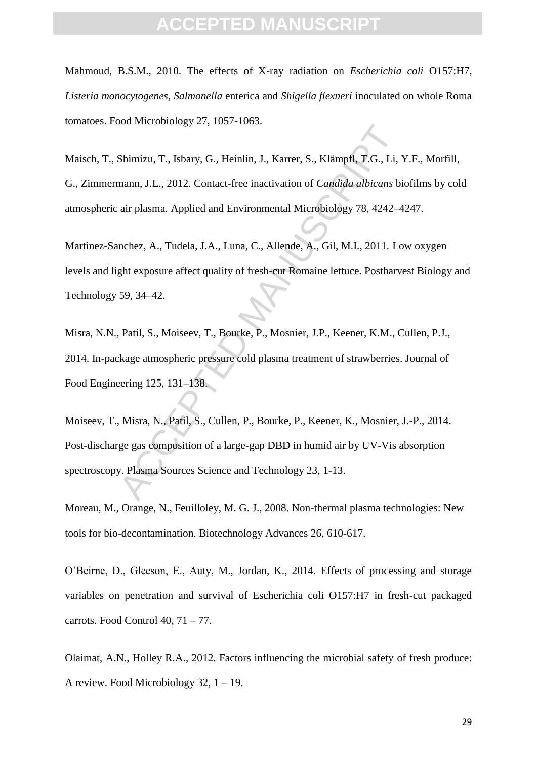Mahmoud, B.S.M., 2010. The effects of X-ray radiation on *Escherichia coli* O157:H7, *Listeria monocytogenes*, *Salmonella* enterica and *Shigella flexneri* inoculated on whole Roma tomatoes. Food Microbiology 27, 1057-1063.

Maisch, T., Shimizu, T., Isbary, G., Heinlin, J., Karrer, S., Klämpfl, T.G., Li, Y.F., Morfill, G., Zimmermann, J.L., 2012. Contact-free inactivation of *Candida albicans* biofilms by cold atmospheric air plasma. Applied and Environmental Microbiology 78, 4242–4247.

Martinez-Sanchez, A., Tudela, J.A., Luna, C., Allende, A., Gil, M.I., 2011. Low oxygen levels and light exposure affect quality of fresh-cut Romaine lettuce. Postharvest Biology and Technology 59, 34–42.

Misra, N.N., Patil, S., Moiseev, T., Bourke, P., Mosnier, J.P., Keener, K.M., Cullen, P.J., 2014. In-package atmospheric pressure cold plasma treatment of strawberries. Journal of Food Engineering 125, 131–138.

Moiseev, T., Misra, N., Patil, S., Cullen, P., Bourke, P., Keener, K., Mosnier, J.-P., 2014. Post-discharge gas composition of a large-gap DBD in humid air by UV-Vis absorption spectroscopy. Plasma Sources Science and Technology 23, 1-13.

Moreau, M., Orange, N., Feuilloley, M. G. J., 2008. Non-thermal plasma technologies: New tools for bio-decontamination. Biotechnology Advances 26, 610-617.

O'Beirne, D., Gleeson, E., Auty, M., Jordan, K., 2014. Effects of processing and storage variables on penetration and survival of Escherichia coli O157:H7 in fresh-cut packaged carrots. Food Control 40, 71 – 77.

Olaimat, A.N., Holley R.A., 2012. Factors influencing the microbial safety of fresh produce: A review. Food Microbiology 32, 1 – 19.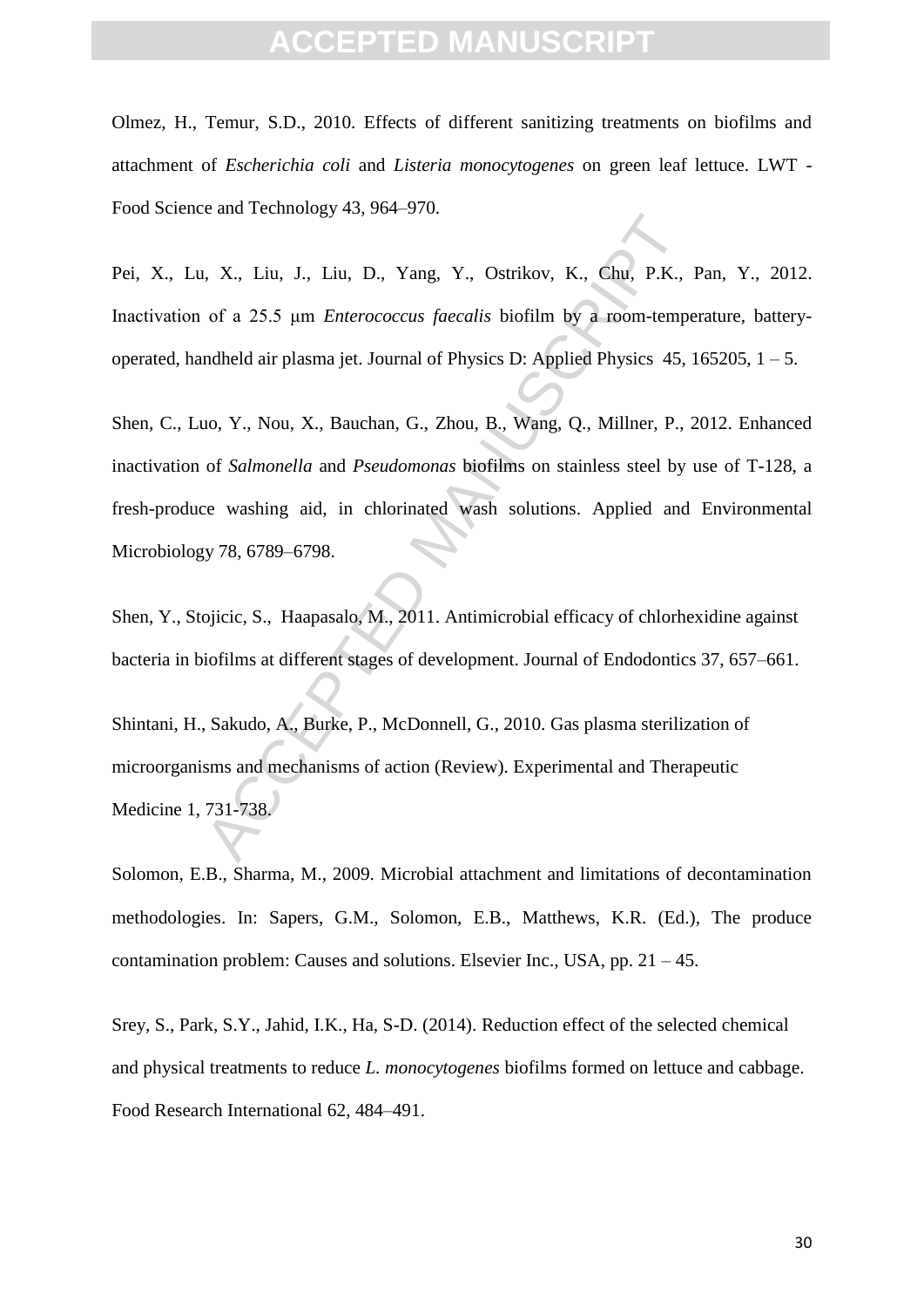Olmez, H., Temur, S.D., 2010. Effects of different sanitizing treatments on biofilms and attachment of *Escherichia coli* and *Listeria monocytogenes* on green leaf lettuce. LWT - Food Science and Technology 43, 964–970.

Pei, X., Lu, X., Liu, J., Liu, D., Yang, Y., Ostrikov, K., Chu, P.K., Pan, Y., 2012. Inactivation of a 25.5 μm *Enterococcus faecalis* biofilm by a room-temperature, battery-operated, handheld air plasma jet. Journal of Physics D: Applied Physics 45, 165205, 1 – 5.

Shen, C., Luo, Y., Nou, X., Bauchan, G., Zhou, B., Wang, Q., Millner, P., 2012. Enhanced inactivation of *Salmonella* and *Pseudomonas* biofilms on stainless steel by use of T-128, a fresh-produce washing aid, in chlorinated wash solutions. Applied and Environmental Microbiology 78, 6789–6798.

Shen, Y., Stojicic, S., Haapasalo, M., 2011. Antimicrobial efficacy of chlorhexidine against bacteria in biofilms at different stages of development. Journal of Endodontics 37, 657–661.

Shintani, H., Sakudo, A., Burke, P., McDonnell, G., 2010. Gas plasma sterilization of microorganisms and mechanisms of action (Review). Experimental and Therapeutic Medicine 1, 731-738.

Solomon, E.B., Sharma, M., 2009. Microbial attachment and limitations of decontamination methodologies. In: Sapers, G.M., Solomon, E.B., Matthews, K.R. (Ed.), The produce contamination problem: Causes and solutions. Elsevier Inc., USA, pp. 21 – 45.

Srey, S., Park, S.Y., Jahid, I.K., Ha, S-D. (2014). Reduction effect of the selected chemical and physical treatments to reduce *L. monocytogenes* biofilms formed on lettuce and cabbage. Food Research International 62, 484–491.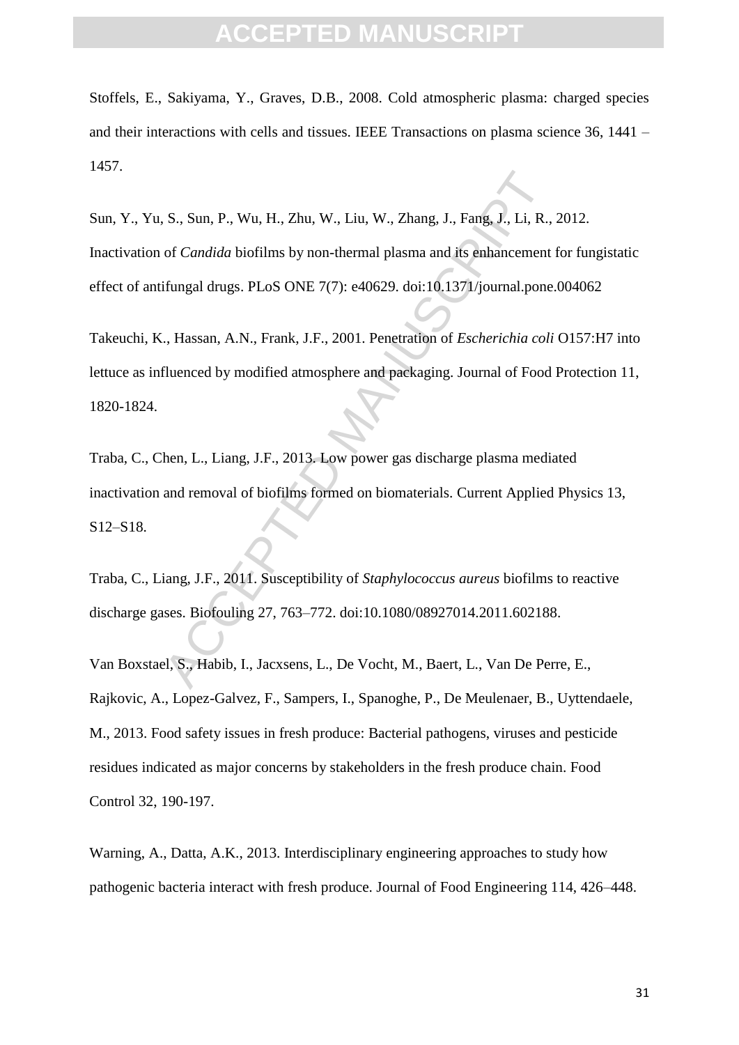Stoffels, E., Sakiyama, Y., Graves, D.B., 2008. Cold atmospheric plasma: charged species and their interactions with cells and tissues. IEEE Transactions on plasma science 36, 1441 – 1457.

Sun, Y., Yu, S., Sun, P., Wu, H., Zhu, W., Liu, W., Zhang, J., Fang, J., Li, R., 2012. Inactivation of *Candida* biofilms by non-thermal plasma and its enhancement for fungistatic effect of antifungal drugs. PLoS ONE 7(7): e40629. doi:10.1371/journal.pone.004062

Takeuchi, K., Hassan, A.N., Frank, J.F., 2001. Penetration of *Escherichia coli* O157:H7 into lettuce as influenced by modified atmosphere and packaging. Journal of Food Protection 11, 1820-1824.

Traba, C., Chen, L., Liang, J.F., 2013. Low power gas discharge plasma mediated inactivation and removal of biofilms formed on biomaterials. Current Applied Physics 13, S12–S18.

Traba, C., Liang, J.F., 2011. Susceptibility of *Staphylococcus aureus* biofilms to reactive discharge gases. Biofouling 27, 763–772. doi:10.1080/08927014.2011.602188.

Van Boxstael, S., Habib, I., Jacxsens, L., De Vocht, M., Baert, L., Van De Perre, E., Rajkovic, A., Lopez-Galvez, F., Sampers, I., Spanoghe, P., De Meulenaer, B., Uyttendaele, M., 2013. Food safety issues in fresh produce: Bacterial pathogens, viruses and pesticide residues indicated as major concerns by stakeholders in the fresh produce chain. Food Control 32, 190-197.

Warning, A., Datta, A.K., 2013. Interdisciplinary engineering approaches to study how pathogenic bacteria interact with fresh produce. Journal of Food Engineering 114, 426–448.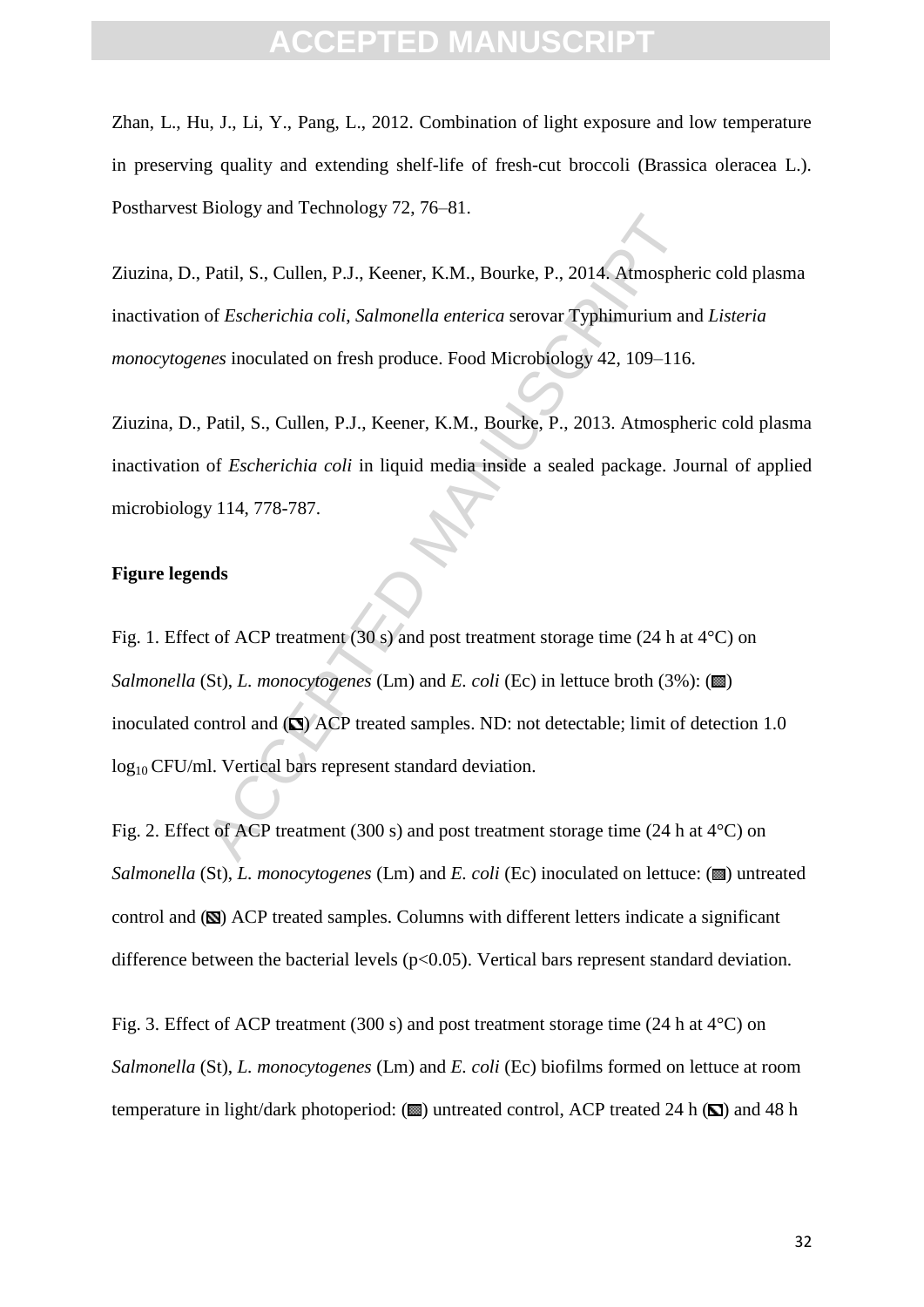Zhan, L., Hu, J., Li, Y., Pang, L., 2012. Combination of light exposure and low temperature in preserving quality and extending shelf-life of fresh-cut broccoli (Brassica oleracea L.). Postharvest Biology and Technology 72, 76–81.

Ziuzina, D., Patil, S., Cullen, P.J., Keener, K.M., Bourke, P., 2014. Atmospheric cold plasma inactivation of *Escherichia coli*, *Salmonella enterica* serovar Typhimurium and *Listeria monocytogenes* inoculated on fresh produce. Food Microbiology 42, 109–116.

Ziuzina, D., Patil, S., Cullen, P.J., Keener, K.M., Bourke, P., 2013. Atmospheric cold plasma inactivation of *Escherichia coli* in liquid media inside a sealed package. Journal of applied microbiology 114, 778-787.

**Figure legends**

Fig. 1. Effect of ACP treatment (30 s) and post treatment storage time (24 h at 4°C) on *Salmonella* (St), *L. monocytogenes* (Lm) and *E. coli* (Ec) in lettuce broth (3%): (▩) inoculated control and (◪) ACP treated samples. ND: not detectable; limit of detection 1.0 $\log_{10}$ CFU/ml. Vertical bars represent standard deviation.

Fig. 2. Effect of ACP treatment (300 s) and post treatment storage time (24 h at 4°C) on *Salmonella* (St), *L. monocytogenes* (Lm) and *E. coli* (Ec) inoculated on lettuce: (▩) untreated control and (▧) ACP treated samples. Columns with different letters indicate a significant difference between the bacterial levels ($p<0.05$). Vertical bars represent standard deviation.

Fig. 3. Effect of ACP treatment (300 s) and post treatment storage time (24 h at 4°C) on *Salmonella* (St), *L. monocytogenes* (Lm) and *E. coli* (Ec) biofilms formed on lettuce at room temperature in light/dark photoperiod: (▩) untreated control, ACP treated 24 h (◪) and 48 h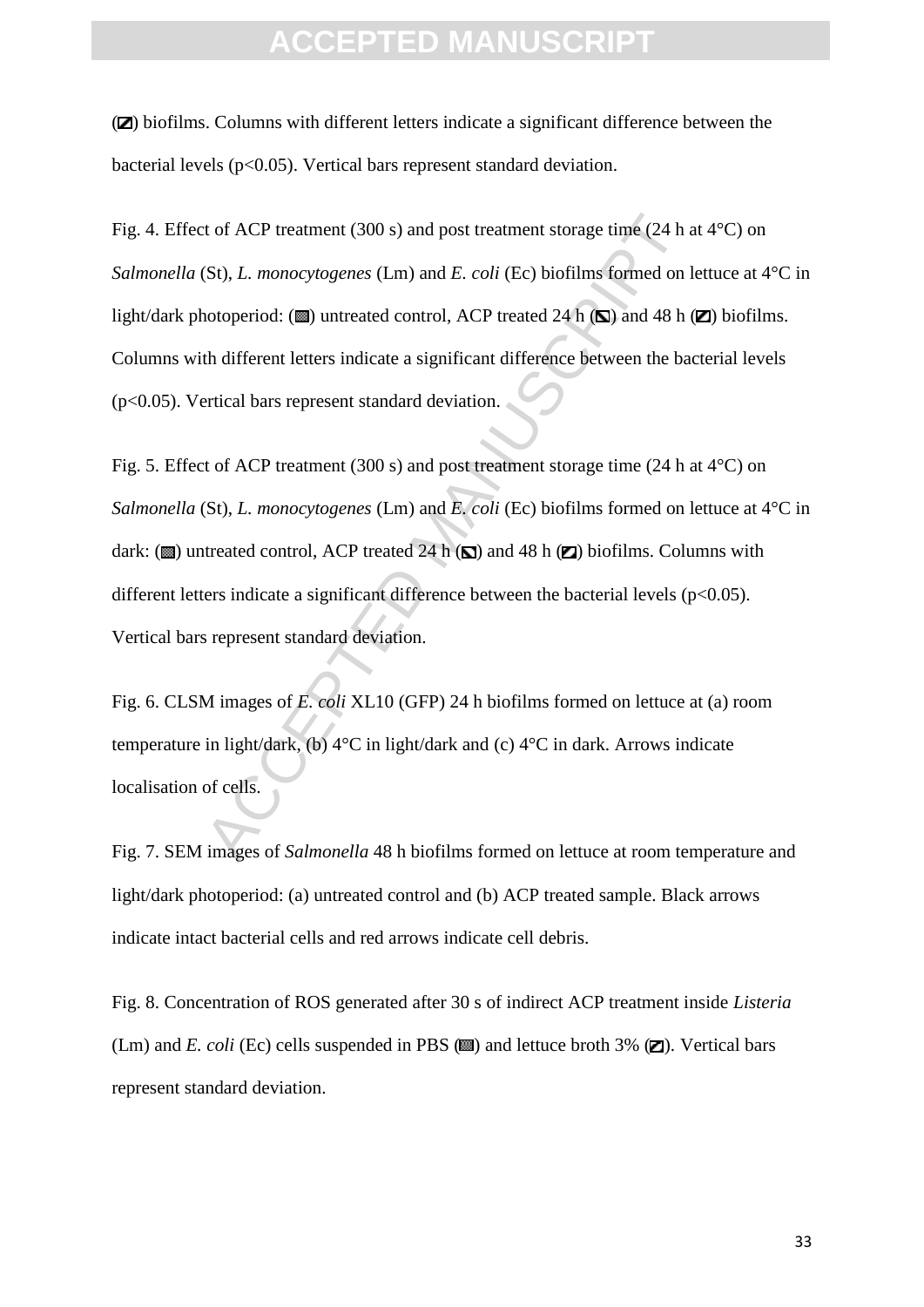(◪) biofilms. Columns with different letters indicate a significant difference between the bacterial levels ($p<0.05$). Vertical bars represent standard deviation.

Fig. 4. Effect of ACP treatment (300 s) and post treatment storage time (24 h at 4°C) on *Salmonella* (St), *L. monocytogenes* (Lm) and *E. coli* (Ec) biofilms formed on lettuce at 4°C in light/dark photoperiod: (▩) untreated control, ACP treated 24 h (◩) and 48 h (◪) biofilms. Columns with different letters indicate a significant difference between the bacterial levels ($p<0.05$). Vertical bars represent standard deviation.

Fig. 5. Effect of ACP treatment (300 s) and post treatment storage time (24 h at 4°C) on *Salmonella* (St), *L. monocytogenes* (Lm) and *E. coli* (Ec) biofilms formed on lettuce at 4°C in dark: (▩) untreated control, ACP treated 24 h (◩) and 48 h (◪) biofilms. Columns with different letters indicate a significant difference between the bacterial levels ($p<0.05$). Vertical bars represent standard deviation.

Fig. 6. CLSM images of *E. coli* XL10 (GFP) 24 h biofilms formed on lettuce at (a) room temperature in light/dark, (b) 4°C in light/dark and (c) 4°C in dark. Arrows indicate localisation of cells.

Fig. 7. SEM images of *Salmonella* 48 h biofilms formed on lettuce at room temperature and light/dark photoperiod: (a) untreated control and (b) ACP treated sample. Black arrows indicate intact bacterial cells and red arrows indicate cell debris.

Fig. 8. Concentration of ROS generated after 30 s of indirect ACP treatment inside *Listeria* (Lm) and *E. coli* (Ec) cells suspended in PBS (▩) and lettuce broth 3% (◪). Vertical bars represent standard deviation.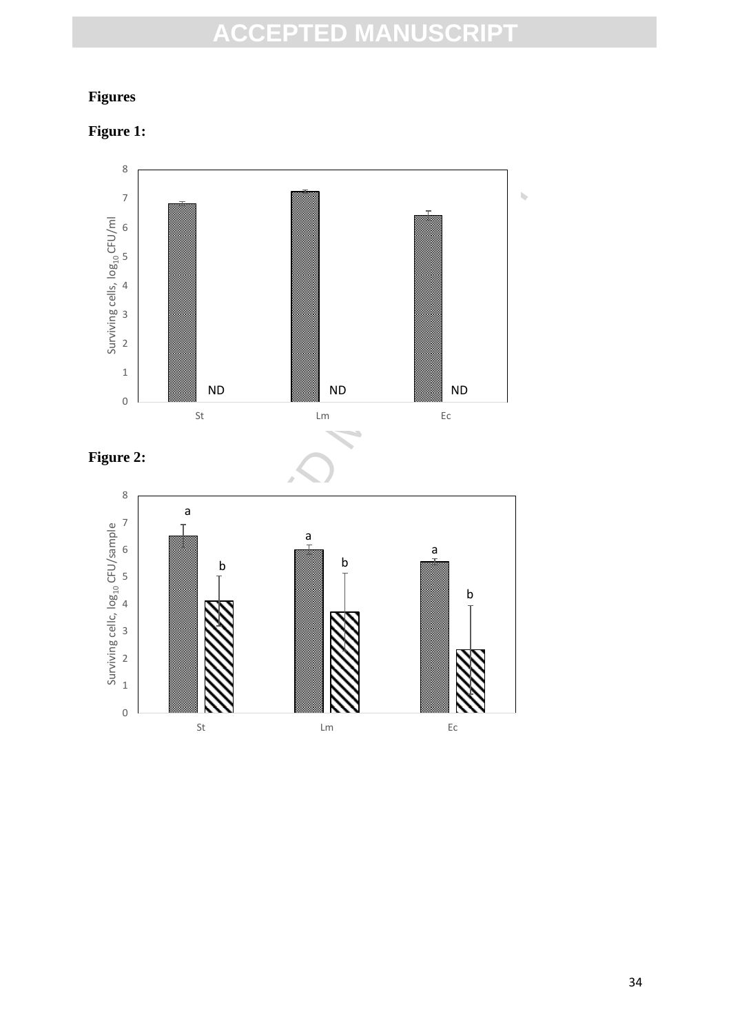# Figures

## Figure 1:

## Figure 2: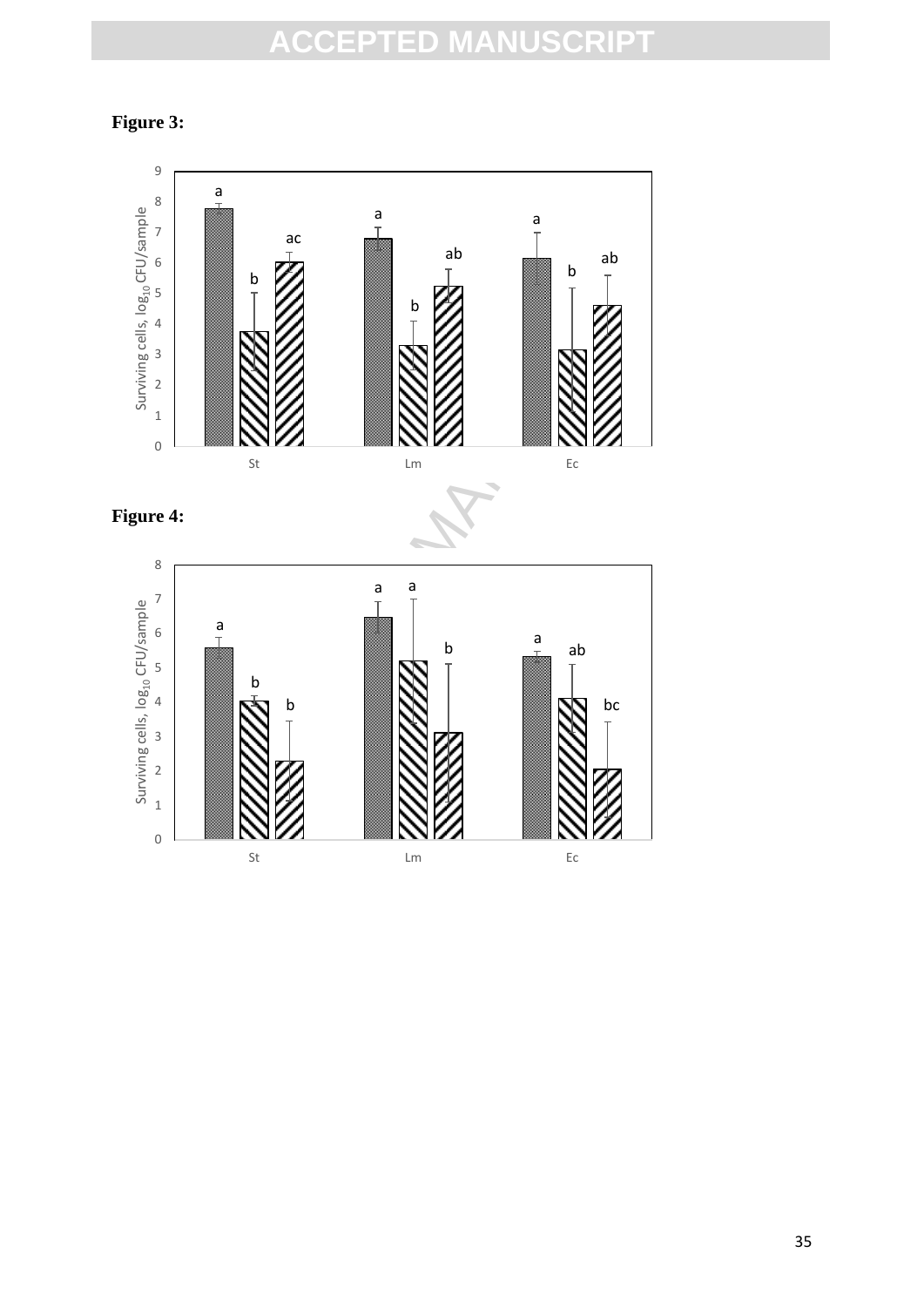**Figure 3:**

**Figure 4:**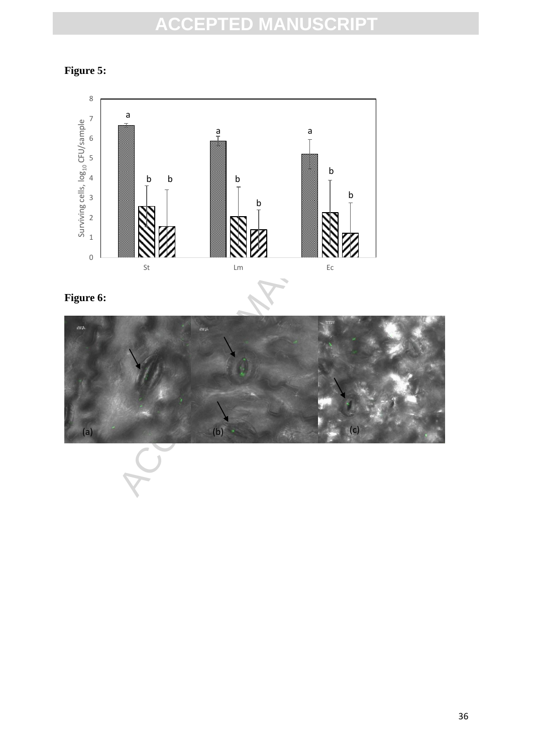**Figure 5:**

**Figure 6:**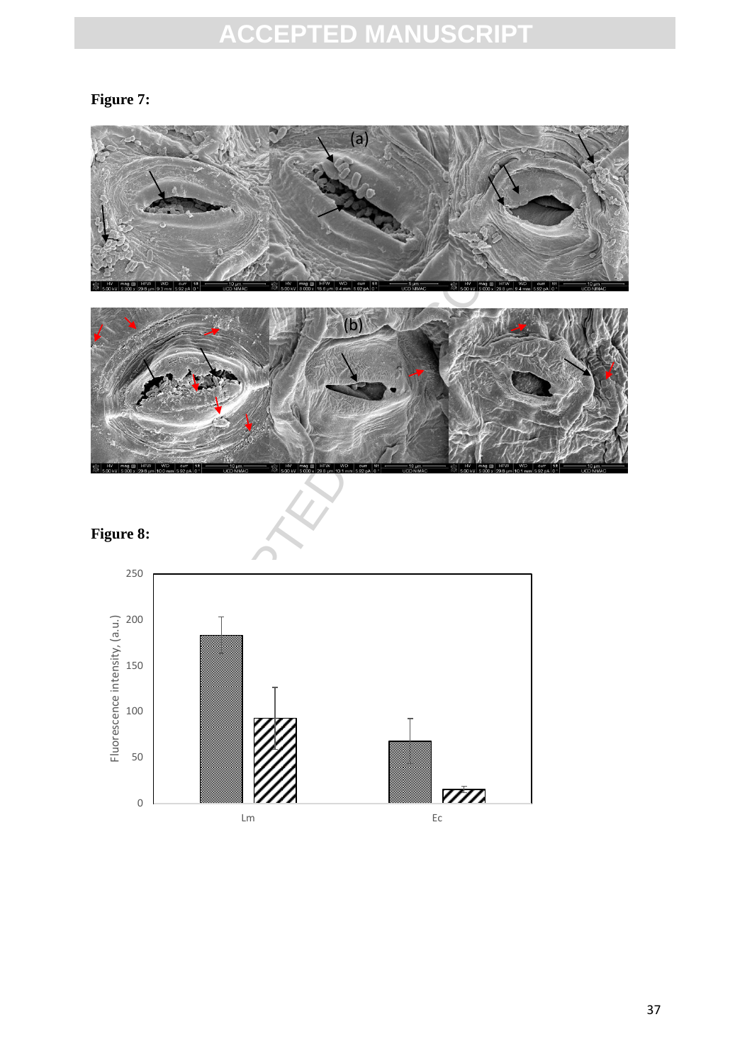**Figure 7:**

**Figure 8:**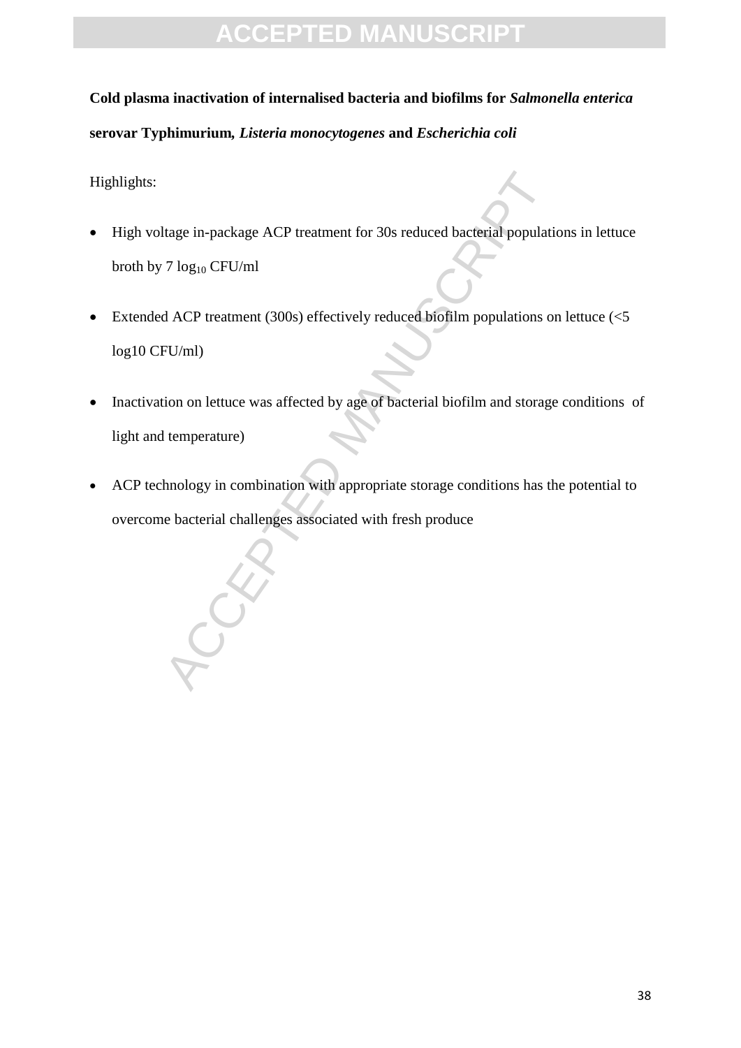**Cold plasma inactivation of internalised bacteria and biofilms for *Salmonella enterica* serovar Typhimurium, *Listeria monocytogenes* and *Escherichia coli***

Highlights:

- High voltage in-package ACP treatment for 30s reduced bacterial populations in lettuce broth by 7 $\log_{10}$ CFU/ml
- Extended ACP treatment (300s) effectively reduced biofilm populations on lettuce (<5 log10 CFU/ml)
- Inactivation on lettuce was affected by age of bacterial biofilm and storage conditions of light and temperature)
- ACP technology in combination with appropriate storage conditions has the potential to overcome bacterial challenges associated with fresh produce